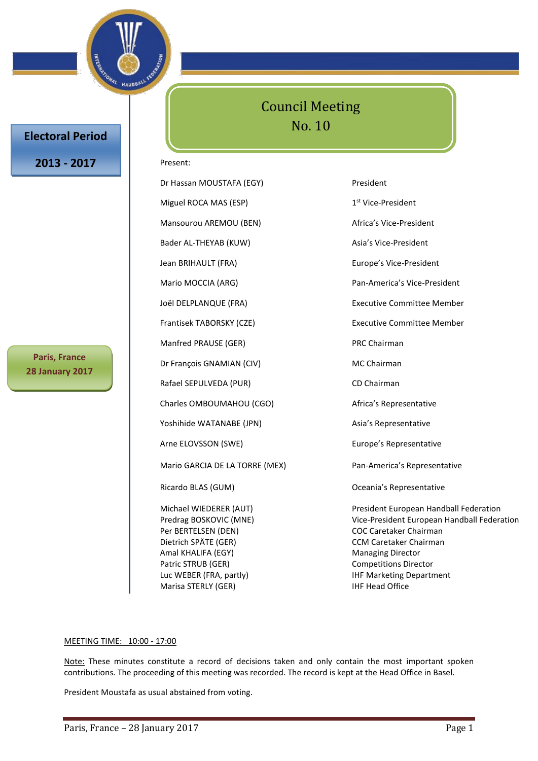# Council Meeting No. 10

**Electoral Period 2013 - 2017**

**Paris, France 28 January 2017**

Present:

| | |
|---|---|
| Dr Hassan MOUSTAFA (EGY) | President |
| Miguel ROCA MAS (ESP) | 1st Vice-President |
| Mansourou AREMOU (BEN) | Africa's Vice-President |
| Bader AL-THEYAB (KUW) | Asia's Vice-President |
| Jean BRIHAULT (FRA) | Europe's Vice-President |
| Mario MOCCIA (ARG) | Pan-America's Vice-President |
| Joël DELPLANQUE (FRA) | Executive Committee Member |
| Frantisek TABORSKY (CZE) | Executive Committee Member |
| Manfred PRAUSE (GER) | PRC Chairman |
| Dr François GNAMIAN (CIV) | MC Chairman |
| Rafael SEPULVEDA (PUR) | CD Chairman |
| Charles OMBOUMAHOU (CGO) | Africa's Representative |
| Yoshihide WATANABE (JPN) | Asia's Representative |
| Arne ELOVSSON (SWE) | Europe's Representative |
| Mario GARCIA DE LA TORRE (MEX) | Pan-America's Representative |
| Ricardo BLAS (GUM) | Oceania's Representative |
| Michael WIEDERER (AUT) | President European Handball Federation |
| Predrag BOSKOVIC (MNE) | Vice-President European Handball Federation |
| Per BERTELSEN (DEN) | COC Caretaker Chairman |
| Dietrich SPÄTE (GER) | CCM Caretaker Chairman |
| Amal KHALIFA (EGY) | Managing Director |
| Patric STRUB (GER) | Competitions Director |
| Luc WEBER (FRA, partly) | IHF Marketing Department |
| Marisa STERLY (GER) | IHF Head Office |

MEETING TIME: 10:00 - 17:00

Note: These minutes constitute a record of decisions taken and only contain the most important spoken contributions. The proceeding of this meeting was recorded. The record is kept at the Head Office in Basel.

President Moustafa as usual abstained from voting.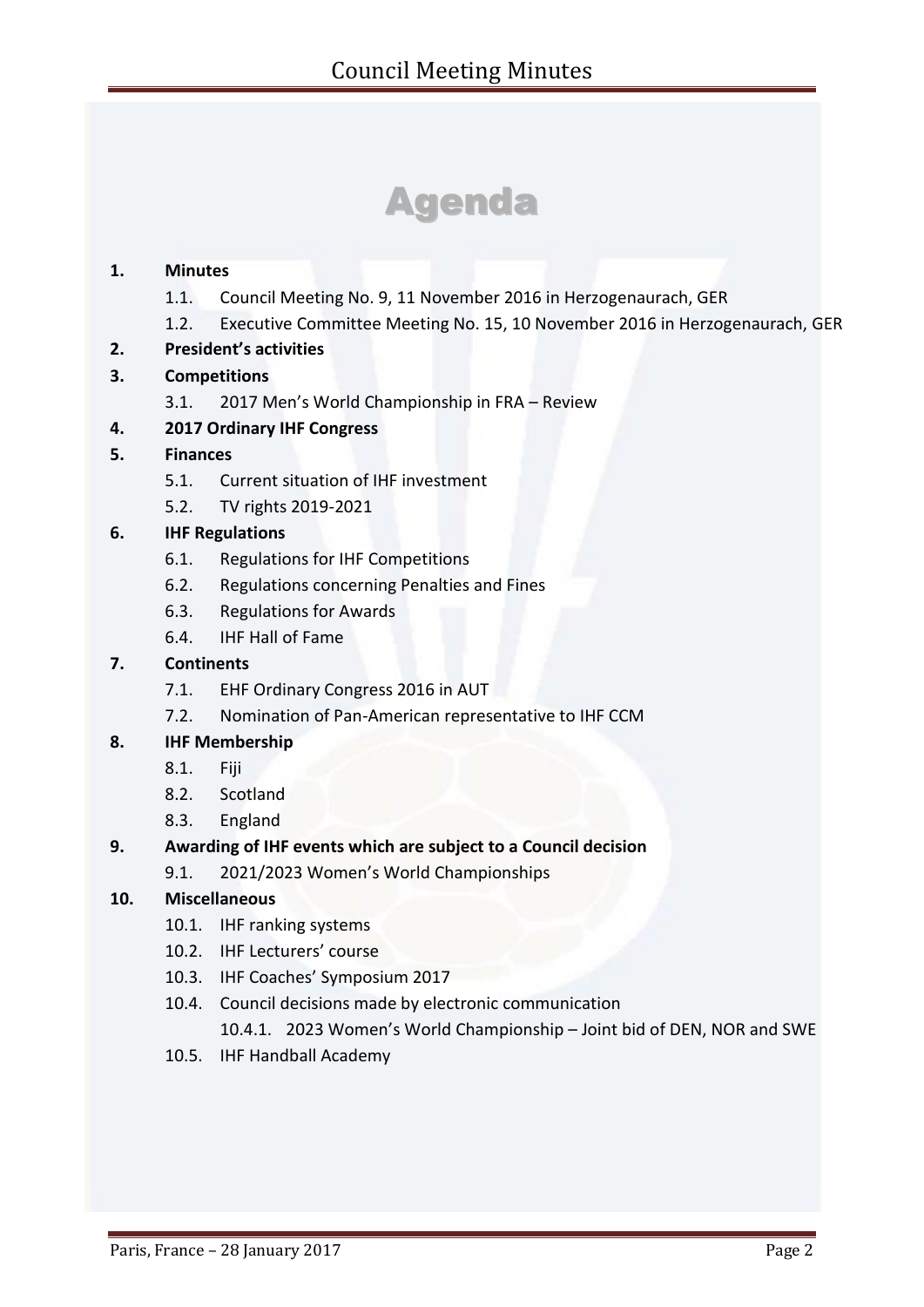# Agenda

**1. Minutes**

- 1.1. Council Meeting No. 9, 11 November 2016 in Herzogenaurach, GER
- 1.2. Executive Committee Meeting No. 15, 10 November 2016 in Herzogenaurach, GER

**2. President's activities**

**3. Competitions**

- 3.1. 2017 Men's World Championship in FRA – Review

**4. 2017 Ordinary IHF Congress**

**5. Finances**

- 5.1. Current situation of IHF investment
- 5.2. TV rights 2019-2021

**6. IHF Regulations**

- 6.1. Regulations for IHF Competitions
- 6.2. Regulations concerning Penalties and Fines
- 6.3. Regulations for Awards
- 6.4. IHF Hall of Fame

**7. Continents**

- 7.1. EHF Ordinary Congress 2016 in AUT
- 7.2. Nomination of Pan-American representative to IHF CCM

**8. IHF Membership**

- 8.1. Fiji
- 8.2. Scotland
- 8.3. England

**9. Awarding of IHF events which are subject to a Council decision**

- 9.1. 2021/2023 Women's World Championships

**10. Miscellaneous**

- 10.1. IHF ranking systems
- 10.2. IHF Lecturers' course
- 10.3. IHF Coaches' Symposium 2017
- 10.4. Council decisions made by electronic communication
  - 10.4.1. 2023 Women's World Championship – Joint bid of DEN, NOR and SWE
- 10.5. IHF Handball Academy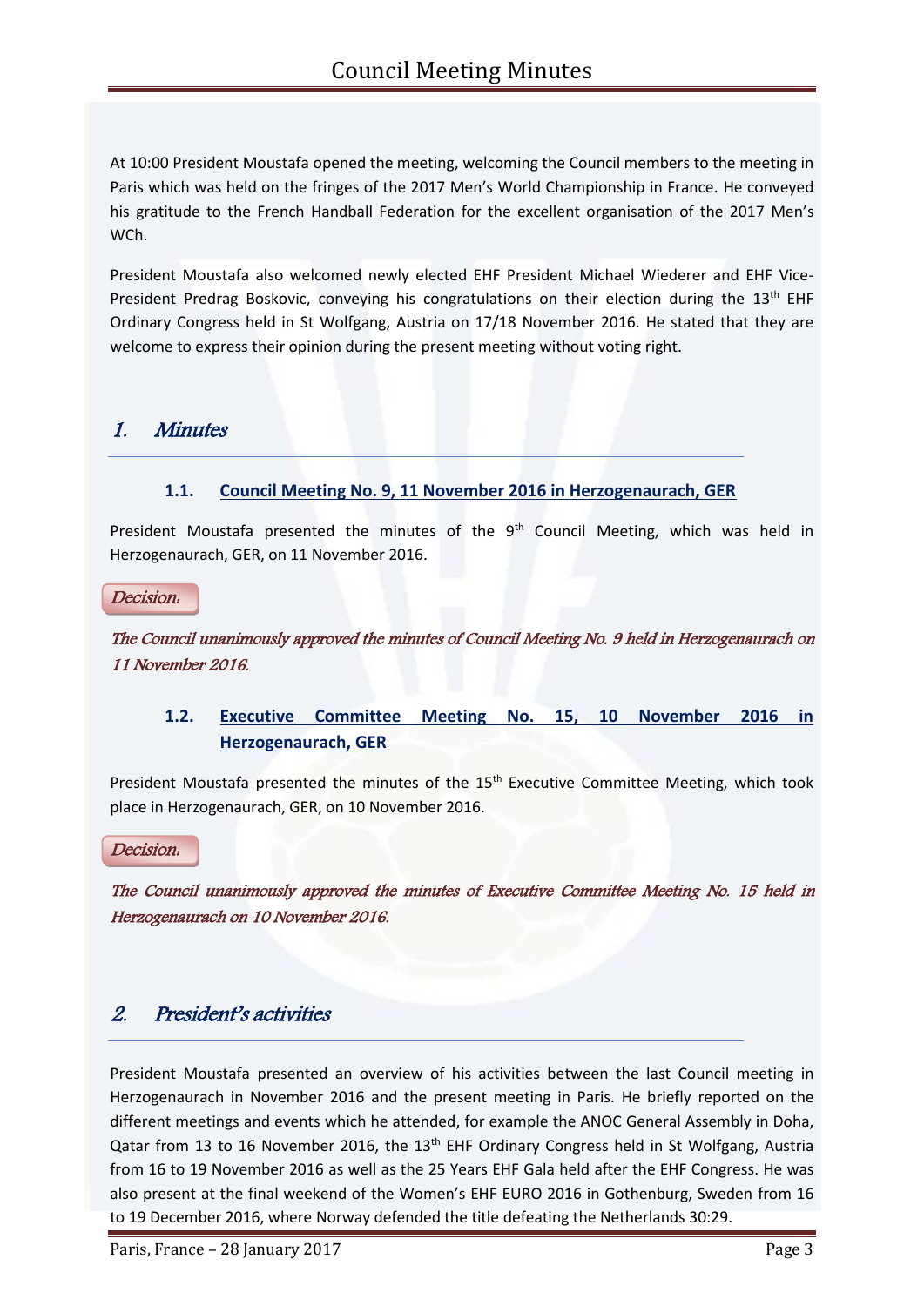At 10:00 President Moustafa opened the meeting, welcoming the Council members to the meeting in Paris which was held on the fringes of the 2017 Men's World Championship in France. He conveyed his gratitude to the French Handball Federation for the excellent organisation of the 2017 Men's WCh.

President Moustafa also welcomed newly elected EHF President Michael Wiederer and EHF Vice-President Predrag Boskovic, conveying his congratulations on their election during the 13th EHF Ordinary Congress held in St Wolfgang, Austria on 17/18 November 2016. He stated that they are welcome to express their opinion during the present meeting without voting right.

# 1. Minutes

### 1.1. Council Meeting No. 9, 11 November 2016 in Herzogenaurach, GER

President Moustafa presented the minutes of the 9th Council Meeting, which was held in Herzogenaurach, GER, on 11 November 2016.

*Decision:*

*The Council unanimously approved the minutes of Council Meeting No. 9 held in Herzogenaurach on 11 November 2016.*

### 1.2. Executive Committee Meeting No. 15, 10 November 2016 in Herzogenaurach, GER

President Moustafa presented the minutes of the 15th Executive Committee Meeting, which took place in Herzogenaurach, GER, on 10 November 2016.

*Decision:*

*The Council unanimously approved the minutes of Executive Committee Meeting No. 15 held in Herzogenaurach on 10 November 2016.*

# 2. President's activities

President Moustafa presented an overview of his activities between the last Council meeting in Herzogenaurach in November 2016 and the present meeting in Paris. He briefly reported on the different meetings and events which he attended, for example the ANOC General Assembly in Doha, Qatar from 13 to 16 November 2016, the 13th EHF Ordinary Congress held in St Wolfgang, Austria from 16 to 19 November 2016 as well as the 25 Years EHF Gala held after the EHF Congress. He was also present at the final weekend of the Women's EHF EURO 2016 in Gothenburg, Sweden from 16 to 19 December 2016, where Norway defended the title defeating the Netherlands 30:29.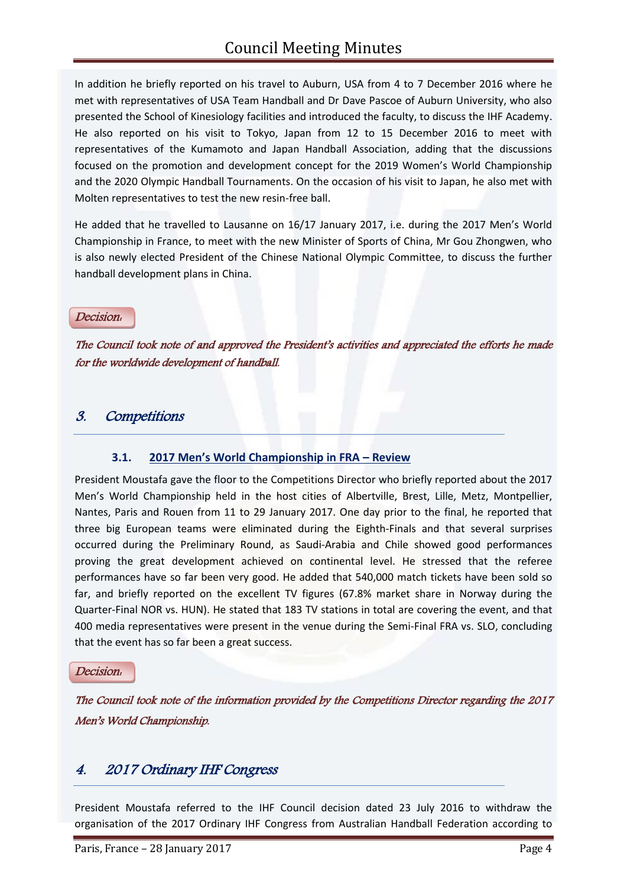In addition he briefly reported on his travel to Auburn, USA from 4 to 7 December 2016 where he met with representatives of USA Team Handball and Dr Dave Pascoe of Auburn University, who also presented the School of Kinesiology facilities and introduced the faculty, to discuss the IHF Academy. He also reported on his visit to Tokyo, Japan from 12 to 15 December 2016 to meet with representatives of the Kumamoto and Japan Handball Association, adding that the discussions focused on the promotion and development concept for the 2019 Women's World Championship and the 2020 Olympic Handball Tournaments. On the occasion of his visit to Japan, he also met with Molten representatives to test the new resin-free ball.

He added that he travelled to Lausanne on 16/17 January 2017, i.e. during the 2017 Men's World Championship in France, to meet with the new Minister of Sports of China, Mr Gou Zhongwen, who is also newly elected President of the Chinese National Olympic Committee, to discuss the further handball development plans in China.

*Decision:*

*The Council took note of and approved the President's activities and appreciated the efforts he made for the worldwide development of handball.*

## 3. Competitions

### 3.1. 2017 Men's World Championship in FRA – Review

President Moustafa gave the floor to the Competitions Director who briefly reported about the 2017 Men's World Championship held in the host cities of Albertville, Brest, Lille, Metz, Montpellier, Nantes, Paris and Rouen from 11 to 29 January 2017. One day prior to the final, he reported that three big European teams were eliminated during the Eighth-Finals and that several surprises occurred during the Preliminary Round, as Saudi-Arabia and Chile showed good performances proving the great development achieved on continental level. He stressed that the referee performances have so far been very good. He added that 540,000 match tickets have been sold so far, and briefly reported on the excellent TV figures (67.8% market share in Norway during the Quarter-Final NOR vs. HUN). He stated that 183 TV stations in total are covering the event, and that 400 media representatives were present in the venue during the Semi-Final FRA vs. SLO, concluding that the event has so far been a great success.

*Decision:*

*The Council took note of the information provided by the Competitions Director regarding the 2017 Men's World Championship.*

## 4. 2017 Ordinary IHF Congress

President Moustafa referred to the IHF Council decision dated 23 July 2016 to withdraw the organisation of the 2017 Ordinary IHF Congress from Australian Handball Federation according to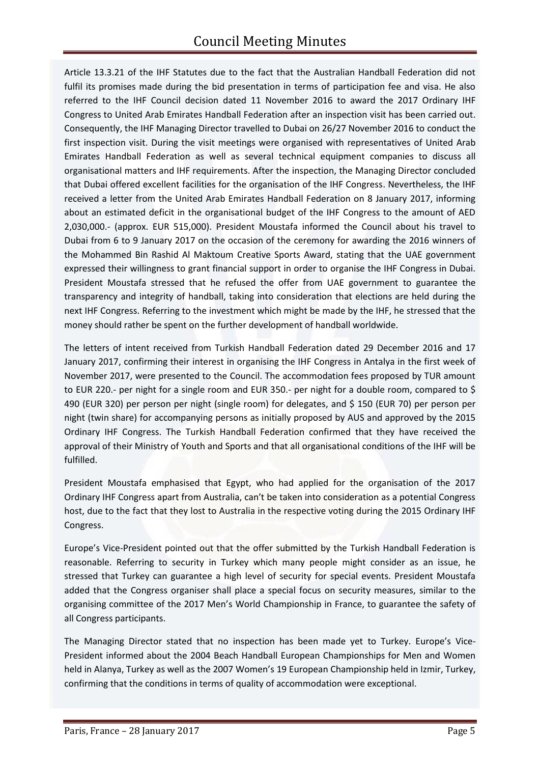Article 13.3.21 of the IHF Statutes due to the fact that the Australian Handball Federation did not fulfil its promises made during the bid presentation in terms of participation fee and visa. He also referred to the IHF Council decision dated 11 November 2016 to award the 2017 Ordinary IHF Congress to United Arab Emirates Handball Federation after an inspection visit has been carried out. Consequently, the IHF Managing Director travelled to Dubai on 26/27 November 2016 to conduct the first inspection visit. During the visit meetings were organised with representatives of United Arab Emirates Handball Federation as well as several technical equipment companies to discuss all organisational matters and IHF requirements. After the inspection, the Managing Director concluded that Dubai offered excellent facilities for the organisation of the IHF Congress. Nevertheless, the IHF received a letter from the United Arab Emirates Handball Federation on 8 January 2017, informing about an estimated deficit in the organisational budget of the IHF Congress to the amount of AED 2,030,000.- (approx. EUR 515,000). President Moustafa informed the Council about his travel to Dubai from 6 to 9 January 2017 on the occasion of the ceremony for awarding the 2016 winners of the Mohammed Bin Rashid Al Maktoum Creative Sports Award, stating that the UAE government expressed their willingness to grant financial support in order to organise the IHF Congress in Dubai. President Moustafa stressed that he refused the offer from UAE government to guarantee the transparency and integrity of handball, taking into consideration that elections are held during the next IHF Congress. Referring to the investment which might be made by the IHF, he stressed that the money should rather be spent on the further development of handball worldwide.

The letters of intent received from Turkish Handball Federation dated 29 December 2016 and 17 January 2017, confirming their interest in organising the IHF Congress in Antalya in the first week of November 2017, were presented to the Council. The accommodation fees proposed by TUR amount to EUR 220.- per night for a single room and EUR 350.- per night for a double room, compared to $ 490 (EUR 320) per person per night (single room) for delegates, and $ 150 (EUR 70) per person per night (twin share) for accompanying persons as initially proposed by AUS and approved by the 2015 Ordinary IHF Congress. The Turkish Handball Federation confirmed that they have received the approval of their Ministry of Youth and Sports and that all organisational conditions of the IHF will be fulfilled.

President Moustafa emphasised that Egypt, who had applied for the organisation of the 2017 Ordinary IHF Congress apart from Australia, can't be taken into consideration as a potential Congress host, due to the fact that they lost to Australia in the respective voting during the 2015 Ordinary IHF Congress.

Europe's Vice-President pointed out that the offer submitted by the Turkish Handball Federation is reasonable. Referring to security in Turkey which many people might consider as an issue, he stressed that Turkey can guarantee a high level of security for special events. President Moustafa added that the Congress organiser shall place a special focus on security measures, similar to the organising committee of the 2017 Men's World Championship in France, to guarantee the safety of all Congress participants.

The Managing Director stated that no inspection has been made yet to Turkey. Europe's Vice-President informed about the 2004 Beach Handball European Championships for Men and Women held in Alanya, Turkey as well as the 2007 Women's 19 European Championship held in Izmir, Turkey, confirming that the conditions in terms of quality of accommodation were exceptional.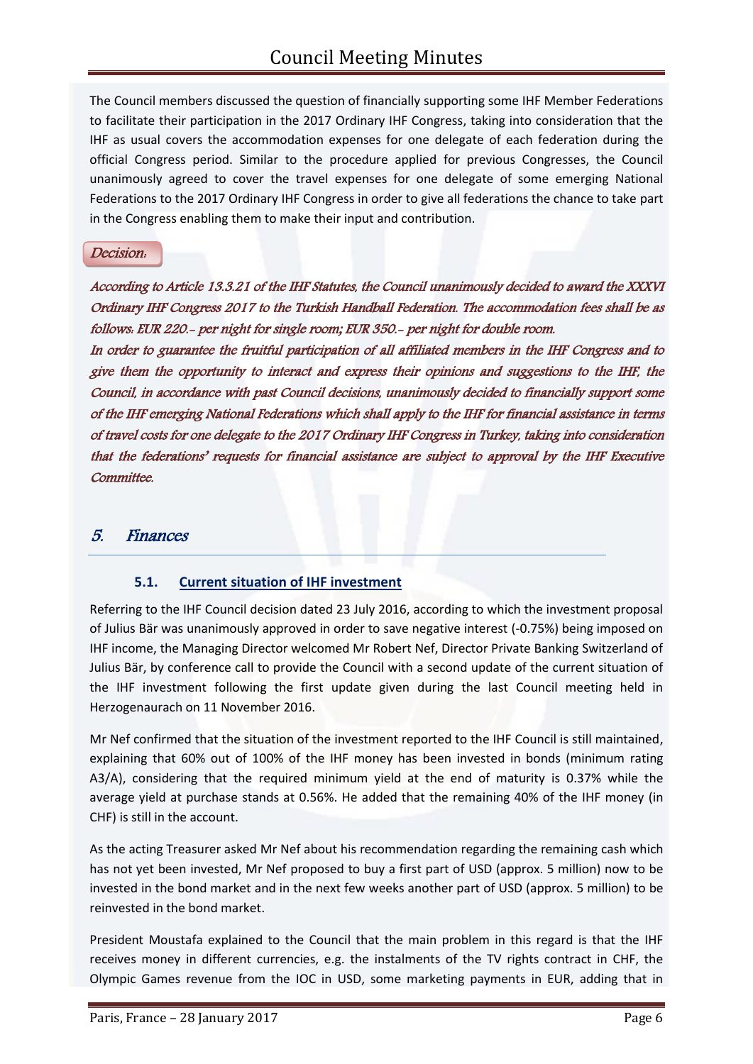The Council members discussed the question of financially supporting some IHF Member Federations to facilitate their participation in the 2017 Ordinary IHF Congress, taking into consideration that the IHF as usual covers the accommodation expenses for one delegate of each federation during the official Congress period. Similar to the procedure applied for previous Congresses, the Council unanimously agreed to cover the travel expenses for one delegate of some emerging National Federations to the 2017 Ordinary IHF Congress in order to give all federations the chance to take part in the Congress enabling them to make their input and contribution.

*Decision:*

*According to Article 13.3.21 of the IHF Statutes, the Council unanimously decided to award the XXXVI Ordinary IHF Congress 2017 to the Turkish Handball Federation. The accommodation fees shall be as follows: EUR 220.- per night for single room; EUR 350.- per night for double room.*

*In order to guarantee the fruitful participation of all affiliated members in the IHF Congress and to give them the opportunity to interact and express their opinions and suggestions to the IHF, the Council, in accordance with past Council decisions, unanimously decided to financially support some of the IHF emerging National Federations which shall apply to the IHF for financial assistance in terms of travel costs for one delegate to the 2017 Ordinary IHF Congress in Turkey, taking into consideration that the federations' requests for financial assistance are subject to approval by the IHF Executive Committee.*

## 5. Finances

### 5.1. Current situation of IHF investment

Referring to the IHF Council decision dated 23 July 2016, according to which the investment proposal of Julius Bär was unanimously approved in order to save negative interest (-0.75%) being imposed on IHF income, the Managing Director welcomed Mr Robert Nef, Director Private Banking Switzerland of Julius Bär, by conference call to provide the Council with a second update of the current situation of the IHF investment following the first update given during the last Council meeting held in Herzogenaurach on 11 November 2016.

Mr Nef confirmed that the situation of the investment reported to the IHF Council is still maintained, explaining that 60% out of 100% of the IHF money has been invested in bonds (minimum rating A3/A), considering that the required minimum yield at the end of maturity is 0.37% while the average yield at purchase stands at 0.56%. He added that the remaining 40% of the IHF money (in CHF) is still in the account.

As the acting Treasurer asked Mr Nef about his recommendation regarding the remaining cash which has not yet been invested, Mr Nef proposed to buy a first part of USD (approx. 5 million) now to be invested in the bond market and in the next few weeks another part of USD (approx. 5 million) to be reinvested in the bond market.

President Moustafa explained to the Council that the main problem in this regard is that the IHF receives money in different currencies, e.g. the instalments of the TV rights contract in CHF, the Olympic Games revenue from the IOC in USD, some marketing payments in EUR, adding that in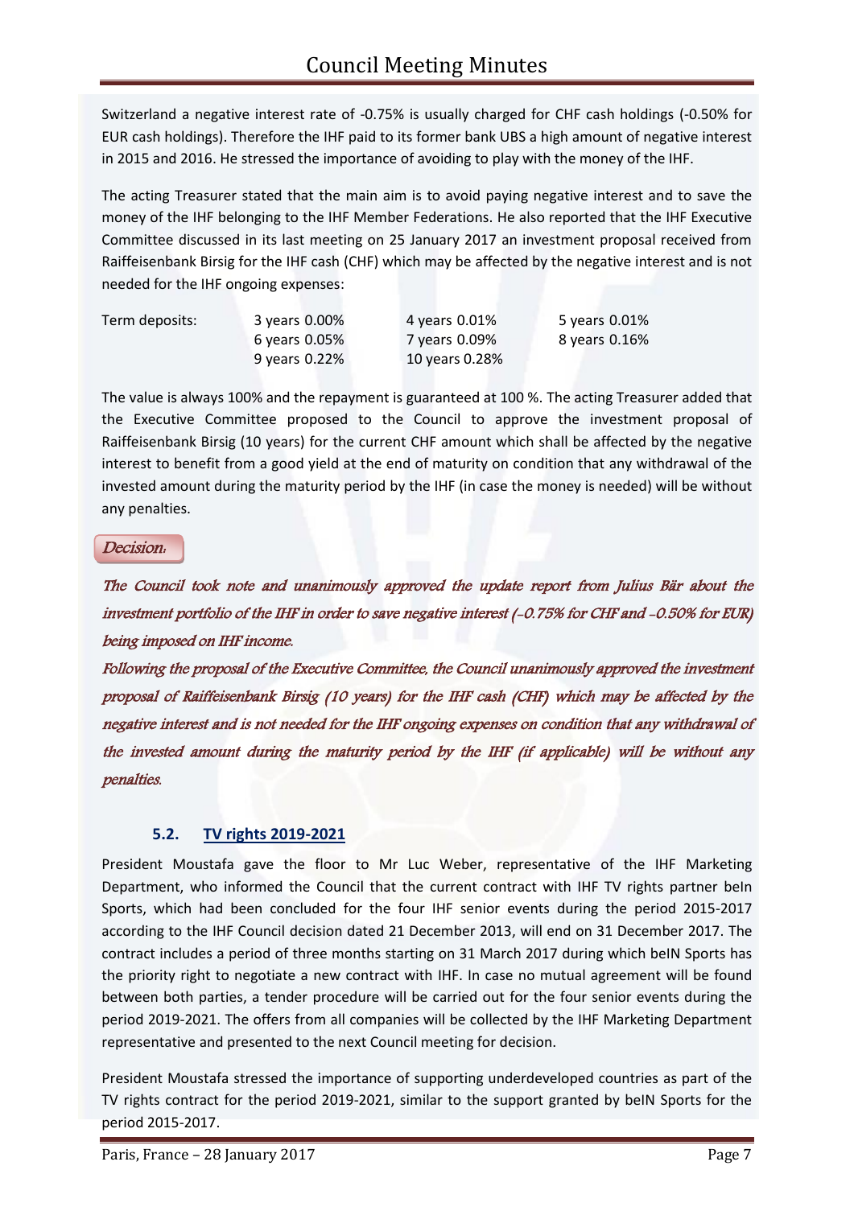Switzerland a negative interest rate of -0.75% is usually charged for CHF cash holdings (-0.50% for EUR cash holdings). Therefore the IHF paid to its former bank UBS a high amount of negative interest in 2015 and 2016. He stressed the importance of avoiding to play with the money of the IHF.

The acting Treasurer stated that the main aim is to avoid paying negative interest and to save the money of the IHF belonging to the IHF Member Federations. He also reported that the IHF Executive Committee discussed in its last meeting on 25 January 2017 an investment proposal received from Raiffeisenbank Birsig for the IHF cash (CHF) which may be affected by the negative interest and is not needed for the IHF ongoing expenses:

| Term deposits: | 3 years 0.00% | 4 years 0.01% | 5 years 0.01% |
|---|---|---|---|
| | 6 years 0.05% | 7 years 0.09% | 8 years 0.16% |
| | 9 years 0.22% | 10 years 0.28% | |

The value is always 100% and the repayment is guaranteed at 100 %. The acting Treasurer added that the Executive Committee proposed to the Council to approve the investment proposal of Raiffeisenbank Birsig (10 years) for the current CHF amount which shall be affected by the negative interest to benefit from a good yield at the end of maturity on condition that any withdrawal of the invested amount during the maturity period by the IHF (in case the money is needed) will be without any penalties.

*Decision:*

*The Council took note and unanimously approved the update report from Julius Bär about the investment portfolio of the IHF in order to save negative interest (-0.75% for CHF and -0.50% for EUR) being imposed on IHF income.*

*Following the proposal of the Executive Committee, the Council unanimously approved the investment proposal of Raiffeisenbank Birsig (10 years) for the IHF cash (CHF) which may be affected by the negative interest and is not needed for the IHF ongoing expenses on condition that any withdrawal of the invested amount during the maturity period by the IHF (if applicable) will be without any penalties.*

### 5.2. TV rights 2019-2021

President Moustafa gave the floor to Mr Luc Weber, representative of the IHF Marketing Department, who informed the Council that the current contract with IHF TV rights partner beIn Sports, which had been concluded for the four IHF senior events during the period 2015-2017 according to the IHF Council decision dated 21 December 2013, will end on 31 December 2017. The contract includes a period of three months starting on 31 March 2017 during which beIN Sports has the priority right to negotiate a new contract with IHF. In case no mutual agreement will be found between both parties, a tender procedure will be carried out for the four senior events during the period 2019-2021. The offers from all companies will be collected by the IHF Marketing Department representative and presented to the next Council meeting for decision.

President Moustafa stressed the importance of supporting underdeveloped countries as part of the TV rights contract for the period 2019-2021, similar to the support granted by beIN Sports for the period 2015-2017.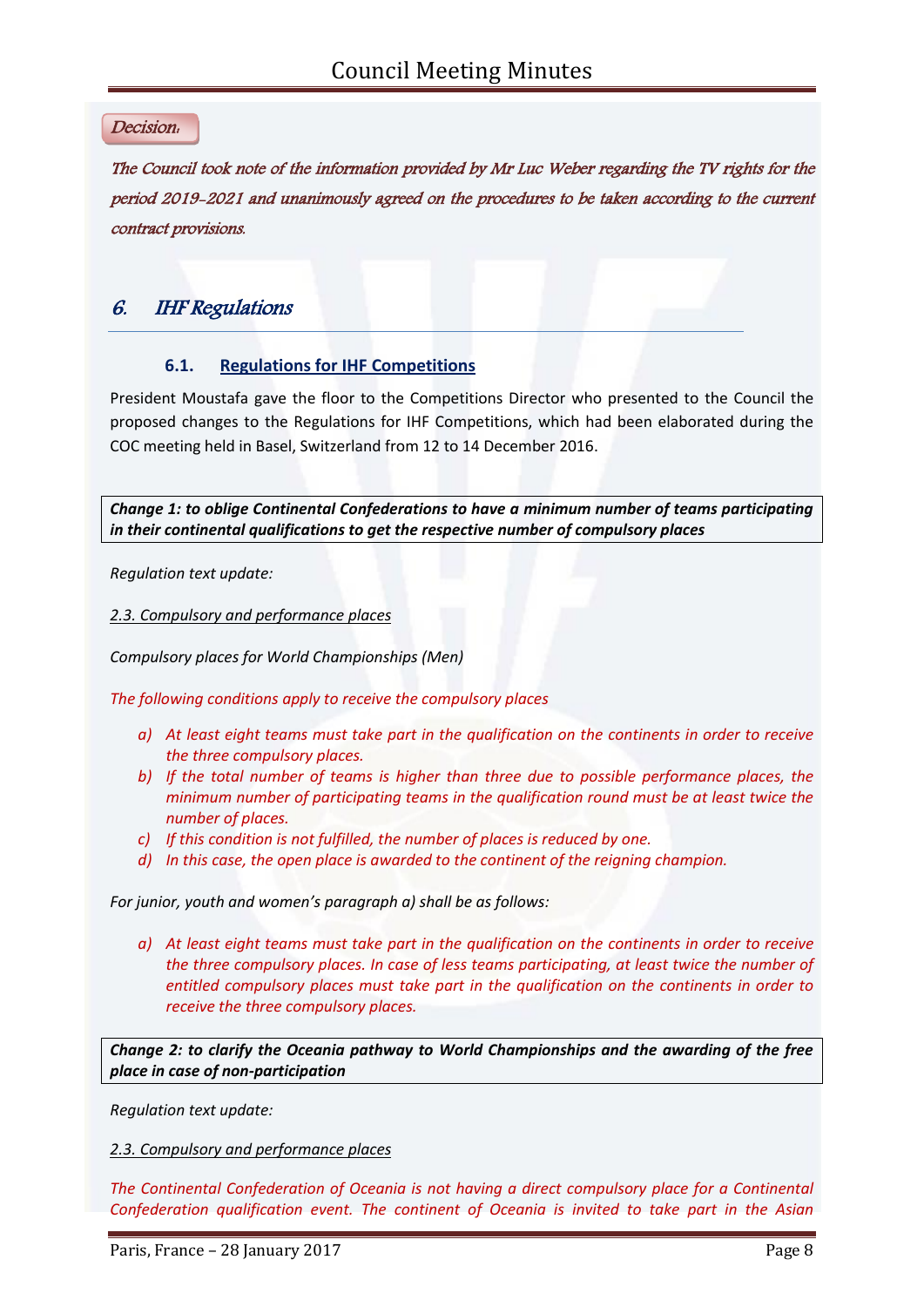*Decision:*

*The Council took note of the information provided by Mr Luc Weber regarding the TV rights for the period 2019-2021 and unanimously agreed on the procedures to be taken according to the current contract provisions.*

## 6. IHF Regulations

### 6.1. Regulations for IHF Competitions

President Moustafa gave the floor to the Competitions Director who presented to the Council the proposed changes to the Regulations for IHF Competitions, which had been elaborated during the COC meeting held in Basel, Switzerland from 12 to 14 December 2016.

***Change 1: to oblige Continental Confederations to have a minimum number of teams participating in their continental qualifications to get the respective number of compulsory places***

*Regulation text update:*

*2.3. Compulsory and performance places*

*Compulsory places for World Championships (Men)*

*The following conditions apply to receive the compulsory places*

- *a) At least eight teams must take part in the qualification on the continents in order to receive the three compulsory places.*
- *b) If the total number of teams is higher than three due to possible performance places, the minimum number of participating teams in the qualification round must be at least twice the number of places.*
- *c) If this condition is not fulfilled, the number of places is reduced by one.*
- *d) In this case, the open place is awarded to the continent of the reigning champion.*

*For junior, youth and women's paragraph a) shall be as follows:*

- *a) At least eight teams must take part in the qualification on the continents in order to receive the three compulsory places. In case of less teams participating, at least twice the number of entitled compulsory places must take part in the qualification on the continents in order to receive the three compulsory places.*

***Change 2: to clarify the Oceania pathway to World Championships and the awarding of the free place in case of non-participation***

*Regulation text update:*

*2.3. Compulsory and performance places*

*The Continental Confederation of Oceania is not having a direct compulsory place for a Continental Confederation qualification event. The continent of Oceania is invited to take part in the Asian*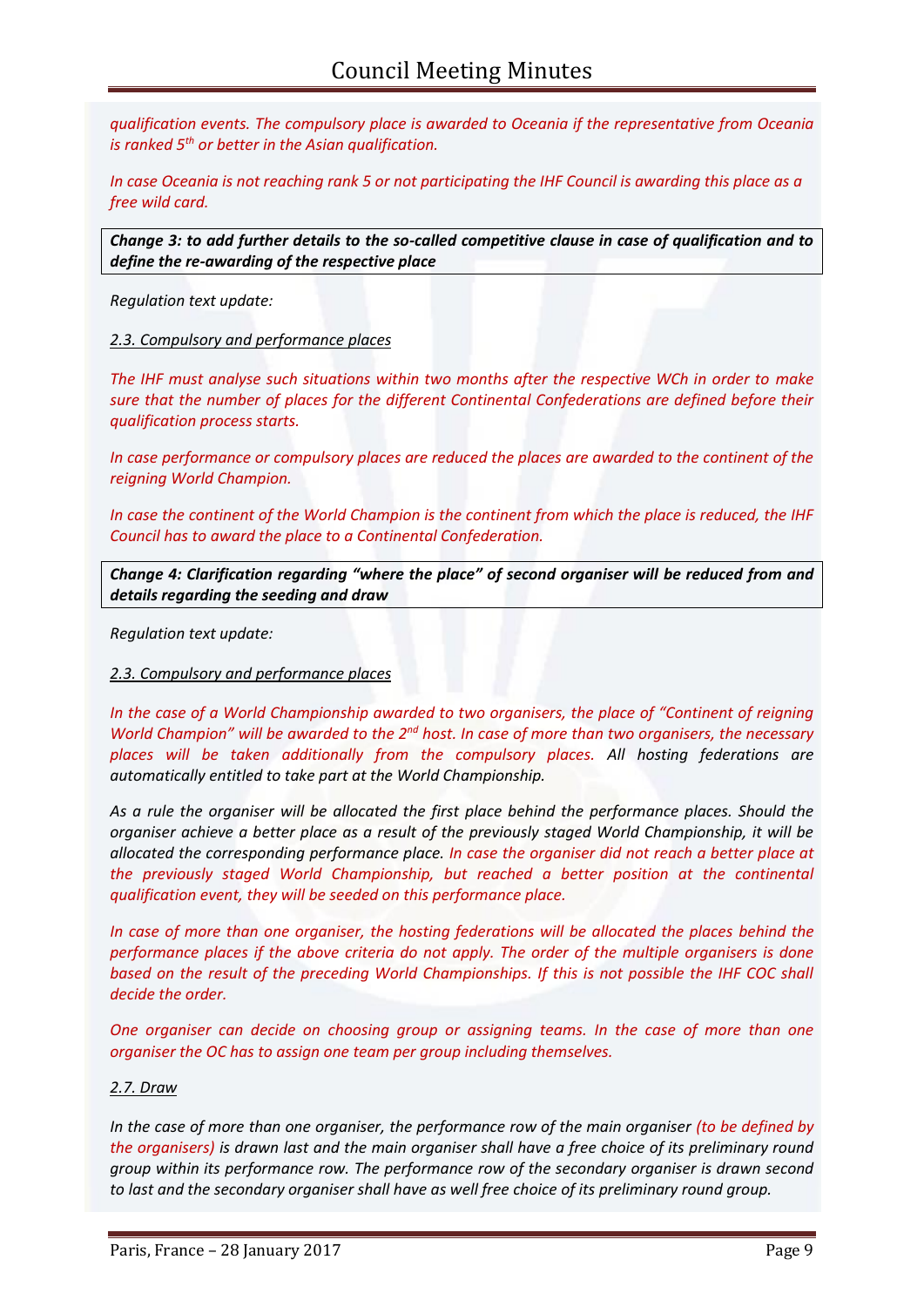*qualification events. The compulsory place is awarded to Oceania if the representative from Oceania is ranked 5th or better in the Asian qualification.*

*In case Oceania is not reaching rank 5 or not participating the IHF Council is awarding this place as a free wild card.*

***Change 3: to add further details to the so-called competitive clause in case of qualification and to define the re-awarding of the respective place***

*Regulation text update:*

*2.3. Compulsory and performance places*

*The IHF must analyse such situations within two months after the respective WCh in order to make sure that the number of places for the different Continental Confederations are defined before their qualification process starts.*

*In case performance or compulsory places are reduced the places are awarded to the continent of the reigning World Champion.*

*In case the continent of the World Champion is the continent from which the place is reduced, the IHF Council has to award the place to a Continental Confederation.*

***Change 4: Clarification regarding "where the place" of second organiser will be reduced from and details regarding the seeding and draw***

*Regulation text update:*

*2.3. Compulsory and performance places*

*In the case of a World Championship awarded to two organisers, the place of "Continent of reigning World Champion" will be awarded to the 2nd host. In case of more than two organisers, the necessary places will be taken additionally from the compulsory places. All hosting federations are automatically entitled to take part at the World Championship.*

*As a rule the organiser will be allocated the first place behind the performance places. Should the organiser achieve a better place as a result of the previously staged World Championship, it will be allocated the corresponding performance place. In case the organiser did not reach a better place at the previously staged World Championship, but reached a better position at the continental qualification event, they will be seeded on this performance place.*

*In case of more than one organiser, the hosting federations will be allocated the places behind the performance places if the above criteria do not apply. The order of the multiple organisers is done based on the result of the preceding World Championships. If this is not possible the IHF COC shall decide the order.*

*One organiser can decide on choosing group or assigning teams. In the case of more than one organiser the OC has to assign one team per group including themselves.*

*2.7. Draw*

*In the case of more than one organiser, the performance row of the main organiser (to be defined by the organisers) is drawn last and the main organiser shall have a free choice of its preliminary round group within its performance row. The performance row of the secondary organiser is drawn second to last and the secondary organiser shall have as well free choice of its preliminary round group.*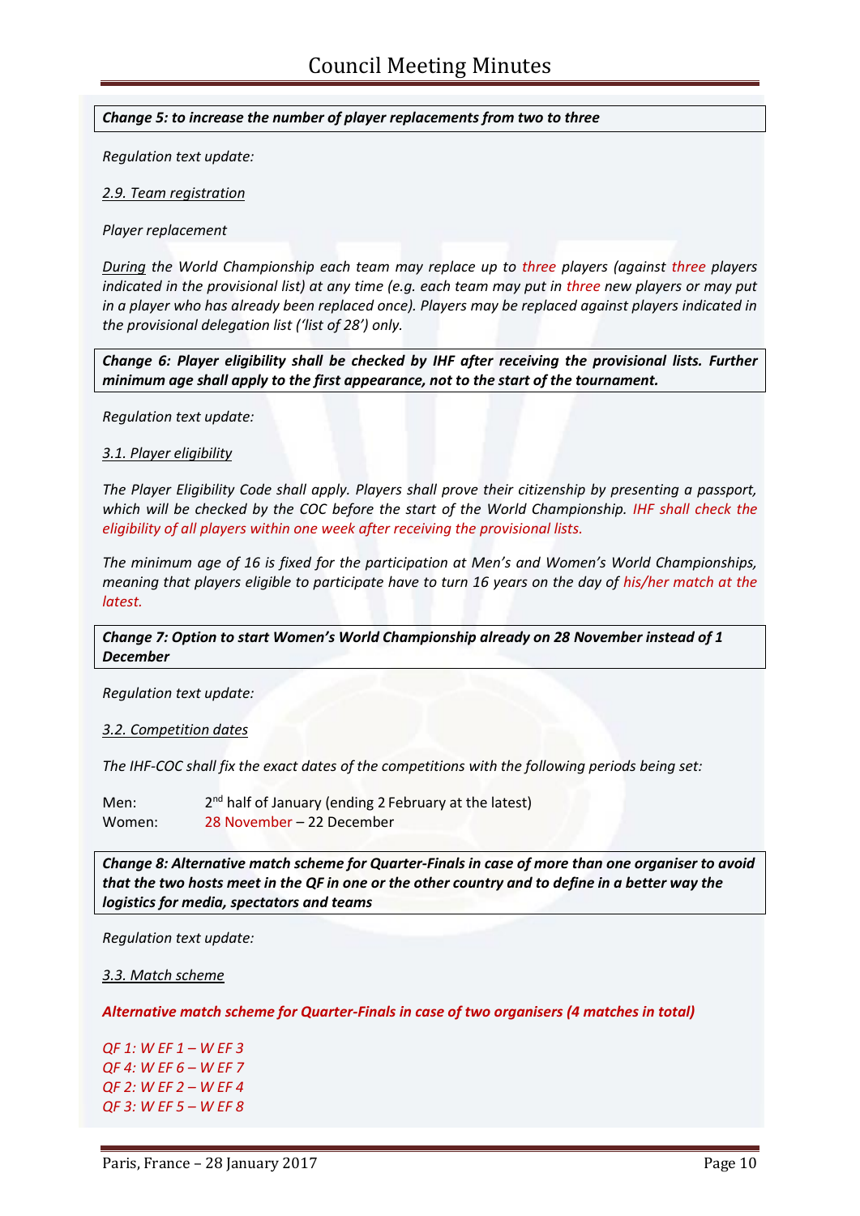***Change 5: to increase the number of player replacements from two to three***

*Regulation text update:*

*2.9. Team registration*

*Player replacement*

*During the World Championship each team may replace up to three players (against three players indicated in the provisional list) at any time (e.g. each team may put in three new players or may put in a player who has already been replaced once). Players may be replaced against players indicated in the provisional delegation list ('list of 28') only.*

***Change 6: Player eligibility shall be checked by IHF after receiving the provisional lists. Further minimum age shall apply to the first appearance, not to the start of the tournament.***

*Regulation text update:*

*3.1. Player eligibility*

*The Player Eligibility Code shall apply. Players shall prove their citizenship by presenting a passport, which will be checked by the COC before the start of the World Championship. IHF shall check the eligibility of all players within one week after receiving the provisional lists.*

*The minimum age of 16 is fixed for the participation at Men's and Women's World Championships, meaning that players eligible to participate have to turn 16 years on the day of his/her match at the latest.*

***Change 7: Option to start Women's World Championship already on 28 November instead of 1 December***

*Regulation text update:*

*3.2. Competition dates*

*The IHF-COC shall fix the exact dates of the competitions with the following periods being set:*

Men: 2nd half of January (ending 2 February at the latest)
Women: 28 November – 22 December

***Change 8: Alternative match scheme for Quarter-Finals in case of more than one organiser to avoid that the two hosts meet in the QF in one or the other country and to define in a better way the logistics for media, spectators and teams***

*Regulation text update:*

*3.3. Match scheme*

***Alternative match scheme for Quarter-Finals in case of two organisers (4 matches in total)***

*QF 1: W EF 1 – W EF 3*
*QF 4: W EF 6 – W EF 7*
*QF 2: W EF 2 – W EF 4*
*QF 3: W EF 5 – W EF 8*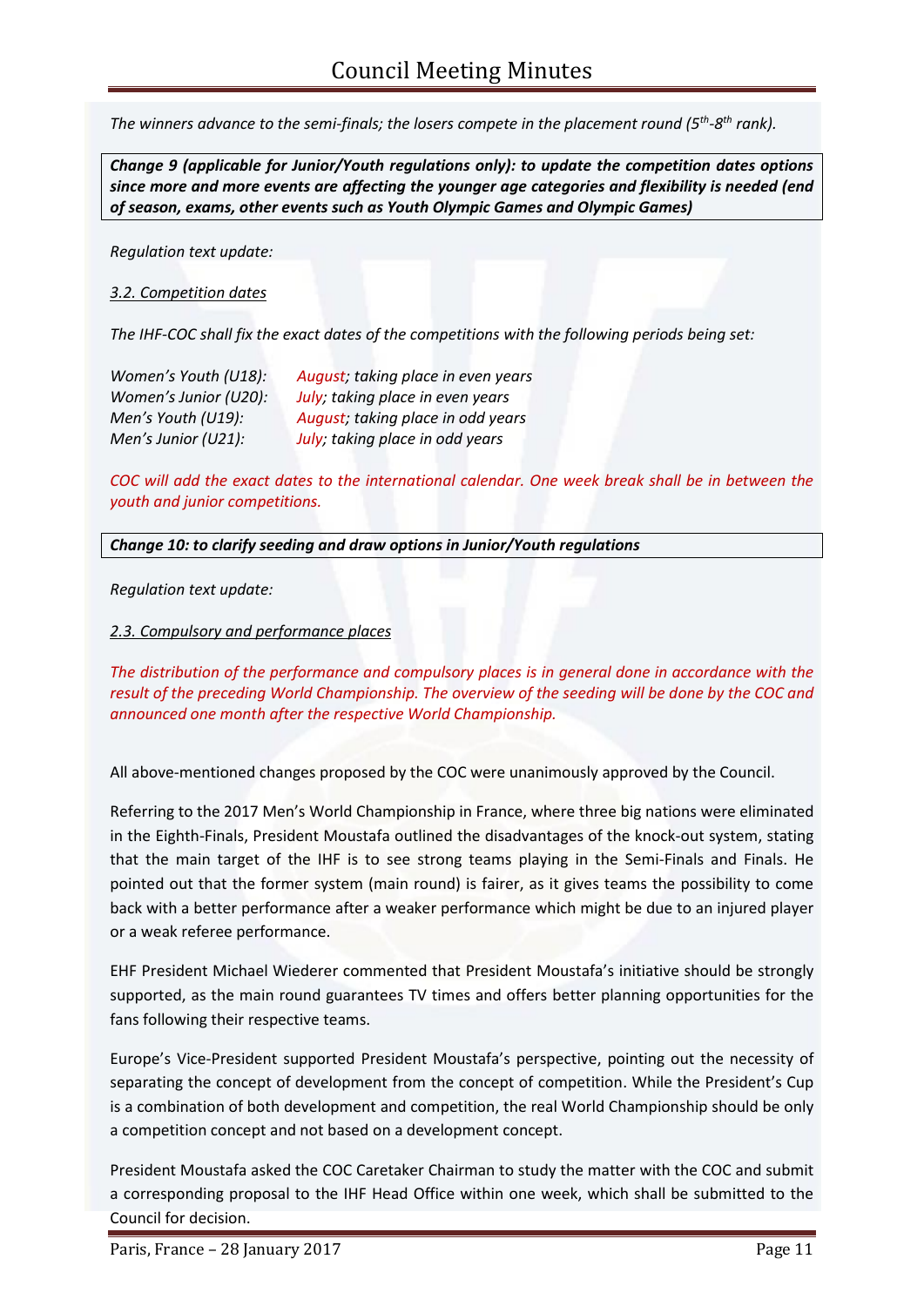*The winners advance to the semi-finals; the losers compete in the placement round (5th-8th rank).*

***Change 9 (applicable for Junior/Youth regulations only): to update the competition dates options since more and more events are affecting the younger age categories and flexibility is needed (end of season, exams, other events such as Youth Olympic Games and Olympic Games)***

*Regulation text update:*

*3.2. Competition dates*

*The IHF-COC shall fix the exact dates of the competitions with the following periods being set:*

*Women's Youth (U18): August; taking place in even years*
*Women's Junior (U20): July; taking place in even years*
*Men's Youth (U19): August; taking place in odd years*
*Men's Junior (U21): July; taking place in odd years*

*COC will add the exact dates to the international calendar. One week break shall be in between the youth and junior competitions.*

***Change 10: to clarify seeding and draw options in Junior/Youth regulations***

*Regulation text update:*

*2.3. Compulsory and performance places*

*The distribution of the performance and compulsory places is in general done in accordance with the result of the preceding World Championship. The overview of the seeding will be done by the COC and announced one month after the respective World Championship.*

All above-mentioned changes proposed by the COC were unanimously approved by the Council.

Referring to the 2017 Men's World Championship in France, where three big nations were eliminated in the Eighth-Finals, President Moustafa outlined the disadvantages of the knock-out system, stating that the main target of the IHF is to see strong teams playing in the Semi-Finals and Finals. He pointed out that the former system (main round) is fairer, as it gives teams the possibility to come back with a better performance after a weaker performance which might be due to an injured player or a weak referee performance.

EHF President Michael Wiederer commented that President Moustafa's initiative should be strongly supported, as the main round guarantees TV times and offers better planning opportunities for the fans following their respective teams.

Europe's Vice-President supported President Moustafa's perspective, pointing out the necessity of separating the concept of development from the concept of competition. While the President's Cup is a combination of both development and competition, the real World Championship should be only a competition concept and not based on a development concept.

President Moustafa asked the COC Caretaker Chairman to study the matter with the COC and submit a corresponding proposal to the IHF Head Office within one week, which shall be submitted to the Council for decision.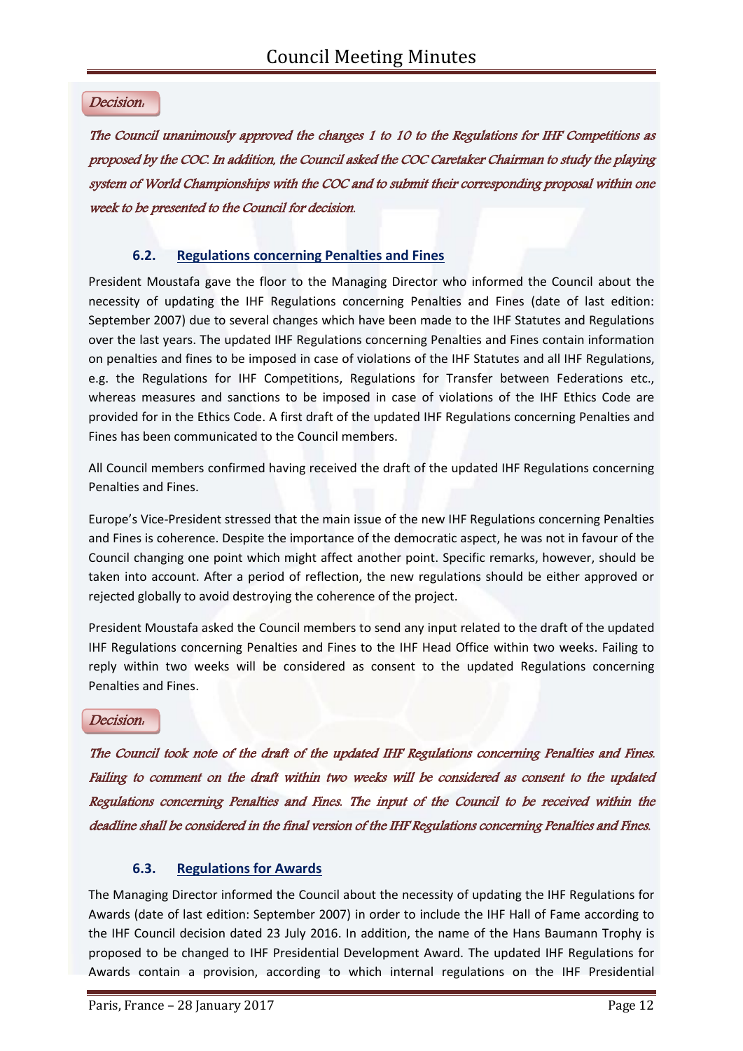*Decision:*

*The Council unanimously approved the changes 1 to 10 to the Regulations for IHF Competitions as proposed by the COC. In addition, the Council asked the COC Caretaker Chairman to study the playing system of World Championships with the COC and to submit their corresponding proposal within one week to be presented to the Council for decision.*

### 6.2. Regulations concerning Penalties and Fines

President Moustafa gave the floor to the Managing Director who informed the Council about the necessity of updating the IHF Regulations concerning Penalties and Fines (date of last edition: September 2007) due to several changes which have been made to the IHF Statutes and Regulations over the last years. The updated IHF Regulations concerning Penalties and Fines contain information on penalties and fines to be imposed in case of violations of the IHF Statutes and all IHF Regulations, e.g. the Regulations for IHF Competitions, Regulations for Transfer between Federations etc., whereas measures and sanctions to be imposed in case of violations of the IHF Ethics Code are provided for in the Ethics Code. A first draft of the updated IHF Regulations concerning Penalties and Fines has been communicated to the Council members.

All Council members confirmed having received the draft of the updated IHF Regulations concerning Penalties and Fines.

Europe's Vice-President stressed that the main issue of the new IHF Regulations concerning Penalties and Fines is coherence. Despite the importance of the democratic aspect, he was not in favour of the Council changing one point which might affect another point. Specific remarks, however, should be taken into account. After a period of reflection, the new regulations should be either approved or rejected globally to avoid destroying the coherence of the project.

President Moustafa asked the Council members to send any input related to the draft of the updated IHF Regulations concerning Penalties and Fines to the IHF Head Office within two weeks. Failing to reply within two weeks will be considered as consent to the updated Regulations concerning Penalties and Fines.

*Decision:*

*The Council took note of the draft of the updated IHF Regulations concerning Penalties and Fines. Failing to comment on the draft within two weeks will be considered as consent to the updated Regulations concerning Penalties and Fines. The input of the Council to be received within the deadline shall be considered in the final version of the IHF Regulations concerning Penalties and Fines.*

### 6.3. Regulations for Awards

The Managing Director informed the Council about the necessity of updating the IHF Regulations for Awards (date of last edition: September 2007) in order to include the IHF Hall of Fame according to the IHF Council decision dated 23 July 2016. In addition, the name of the Hans Baumann Trophy is proposed to be changed to IHF Presidential Development Award. The updated IHF Regulations for Awards contain a provision, according to which internal regulations on the IHF Presidential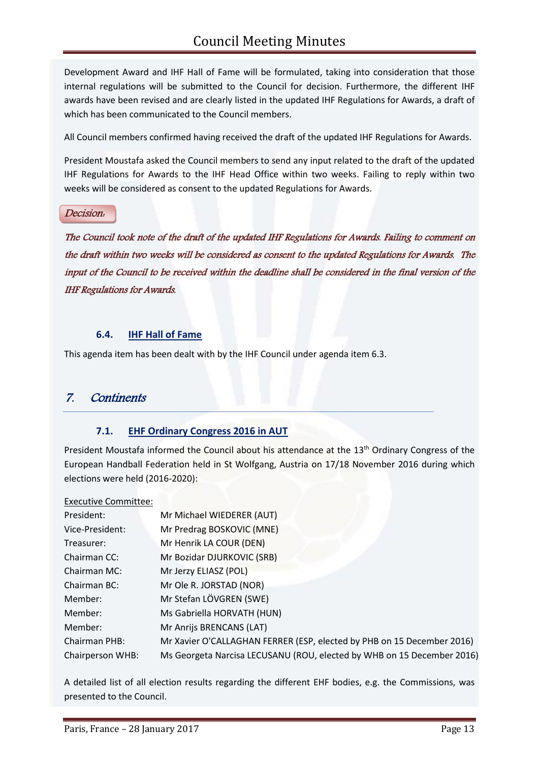Development Award and IHF Hall of Fame will be formulated, taking into consideration that those internal regulations will be submitted to the Council for decision. Furthermore, the different IHF awards have been revised and are clearly listed in the updated IHF Regulations for Awards, a draft of which has been communicated to the Council members.

All Council members confirmed having received the draft of the updated IHF Regulations for Awards.

President Moustafa asked the Council members to send any input related to the draft of the updated IHF Regulations for Awards to the IHF Head Office within two weeks. Failing to reply within two weeks will be considered as consent to the updated Regulations for Awards.

*Decision:*

*The Council took note of the draft of the updated IHF Regulations for Awards. Failing to comment on the draft within two weeks will be considered as consent to the updated Regulations for Awards. The input of the Council to be received within the deadline shall be considered in the final version of the IHF Regulations for Awards.*

### 6.4. IHF Hall of Fame

This agenda item has been dealt with by the IHF Council under agenda item 6.3.

## *7. Continents*

### 7.1. EHF Ordinary Congress 2016 in AUT

President Moustafa informed the Council about his attendance at the 13th Ordinary Congress of the European Handball Federation held in St Wolfgang, Austria on 17/18 November 2016 during which elections were held (2016-2020):

Executive Committee:

| | |
|---|---|
| President: | Mr Michael WIEDERER (AUT) |
| Vice-President: | Mr Predrag BOSKOVIC (MNE) |
| Treasurer: | Mr Henrik LA COUR (DEN) |
| Chairman CC: | Mr Bozidar DJURKOVIC (SRB) |
| Chairman MC: | Mr Jerzy ELIASZ (POL) |
| Chairman BC: | Mr Ole R. JORSTAD (NOR) |
| Member: | Mr Stefan LÖVGREN (SWE) |
| Member: | Ms Gabriella HORVATH (HUN) |
| Member: | Mr Anrijs BRENCANS (LAT) |
| Chairman PHB: | Mr Xavier O'CALLAGHAN FERRER (ESP, elected by PHB on 15 December 2016) |
| Chairperson WHB: | Ms Georgeta Narcisa LECUSANU (ROU, elected by WHB on 15 December 2016) |

A detailed list of all election results regarding the different EHF bodies, e.g. the Commissions, was presented to the Council.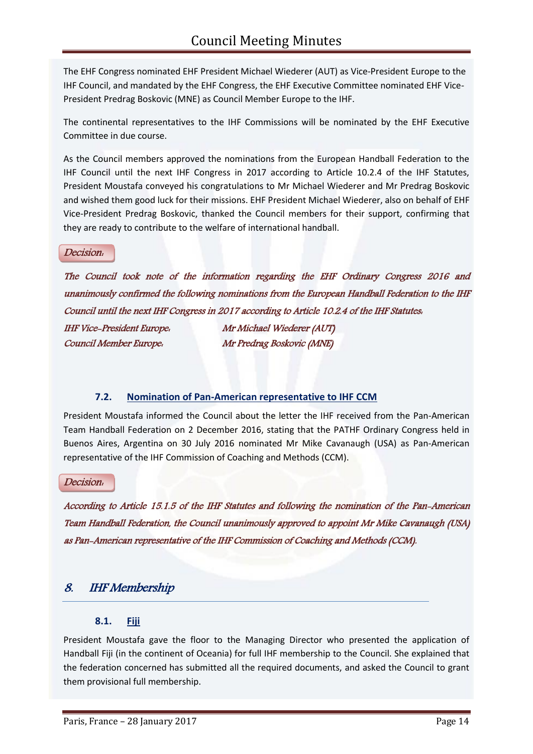The EHF Congress nominated EHF President Michael Wiederer (AUT) as Vice-President Europe to the IHF Council, and mandated by the EHF Congress, the EHF Executive Committee nominated EHF Vice-President Predrag Boskovic (MNE) as Council Member Europe to the IHF.

The continental representatives to the IHF Commissions will be nominated by the EHF Executive Committee in due course.

As the Council members approved the nominations from the European Handball Federation to the IHF Council until the next IHF Congress in 2017 according to Article 10.2.4 of the IHF Statutes, President Moustafa conveyed his congratulations to Mr Michael Wiederer and Mr Predrag Boskovic and wished them good luck for their missions. EHF President Michael Wiederer, also on behalf of EHF Vice-President Predrag Boskovic, thanked the Council members for their support, confirming that they are ready to contribute to the welfare of international handball.

*Decision:*

*The Council took note of the information regarding the EHF Ordinary Congress 2016 and unanimously confirmed the following nominations from the European Handball Federation to the IHF Council until the next IHF Congress in 2017 according to Article 10.2.4 of the IHF Statutes:*

*IHF Vice-President Europe:* *Mr Michael Wiederer (AUT)*
*Council Member Europe:* *Mr Predrag Boskovic (MNE)*

### 7.2. Nomination of Pan-American representative to IHF CCM

President Moustafa informed the Council about the letter the IHF received from the Pan-American Team Handball Federation on 2 December 2016, stating that the PATHF Ordinary Congress held in Buenos Aires, Argentina on 30 July 2016 nominated Mr Mike Cavanaugh (USA) as Pan-American representative of the IHF Commission of Coaching and Methods (CCM).

*Decision:*

*According to Article 15.1.5 of the IHF Statutes and following the nomination of the Pan-American Team Handball Federation, the Council unanimously approved to appoint Mr Mike Cavanaugh (USA) as Pan-American representative of the IHF Commission of Coaching and Methods (CCM).*

## 8. IHF Membership

### 8.1. Fiji

President Moustafa gave the floor to the Managing Director who presented the application of Handball Fiji (in the continent of Oceania) for full IHF membership to the Council. She explained that the federation concerned has submitted all the required documents, and asked the Council to grant them provisional full membership.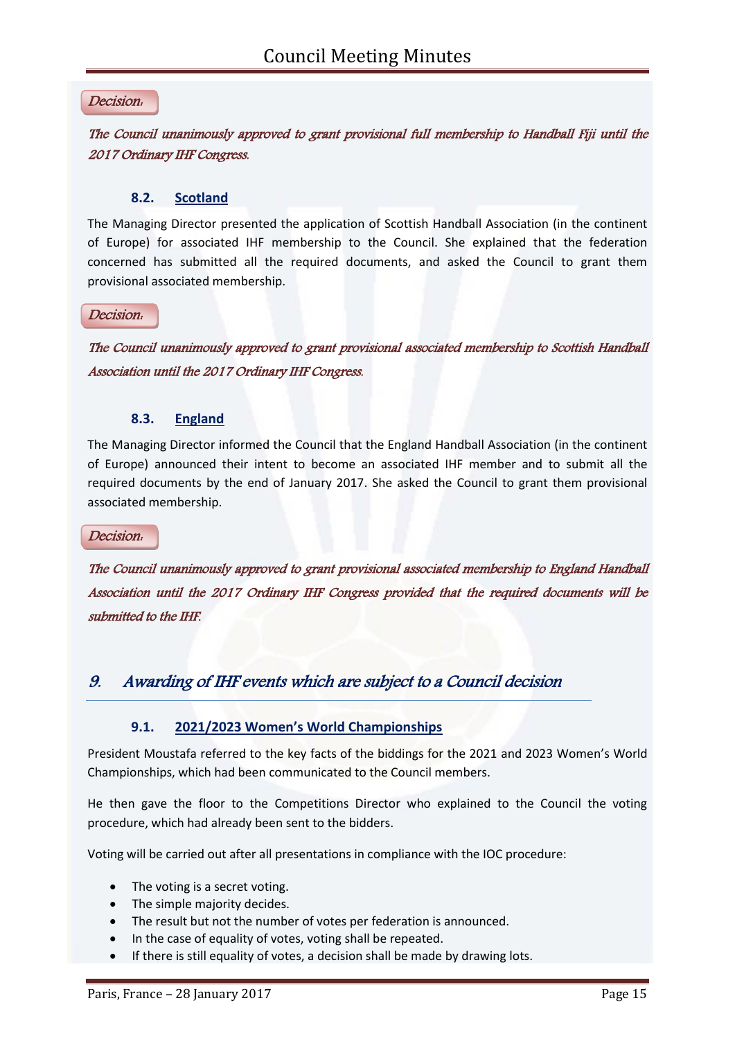*Decision:*

*The Council unanimously approved to grant provisional full membership to Handball Fiji until the 2017 Ordinary IHF Congress.*

### 8.2. Scotland

The Managing Director presented the application of Scottish Handball Association (in the continent of Europe) for associated IHF membership to the Council. She explained that the federation concerned has submitted all the required documents, and asked the Council to grant them provisional associated membership.

*Decision:*

*The Council unanimously approved to grant provisional associated membership to Scottish Handball Association until the 2017 Ordinary IHF Congress.*

### 8.3. England

The Managing Director informed the Council that the England Handball Association (in the continent of Europe) announced their intent to become an associated IHF member and to submit all the required documents by the end of January 2017. She asked the Council to grant them provisional associated membership.

*Decision:*

*The Council unanimously approved to grant provisional associated membership to England Handball Association until the 2017 Ordinary IHF Congress provided that the required documents will be submitted to the IHF.*

## 9. Awarding of IHF events which are subject to a Council decision

### 9.1. 2021/2023 Women's World Championships

President Moustafa referred to the key facts of the biddings for the 2021 and 2023 Women's World Championships, which had been communicated to the Council members.

He then gave the floor to the Competitions Director who explained to the Council the voting procedure, which had already been sent to the bidders.

Voting will be carried out after all presentations in compliance with the IOC procedure:

- The voting is a secret voting.
- The simple majority decides.
- The result but not the number of votes per federation is announced.
- In the case of equality of votes, voting shall be repeated.
- If there is still equality of votes, a decision shall be made by drawing lots.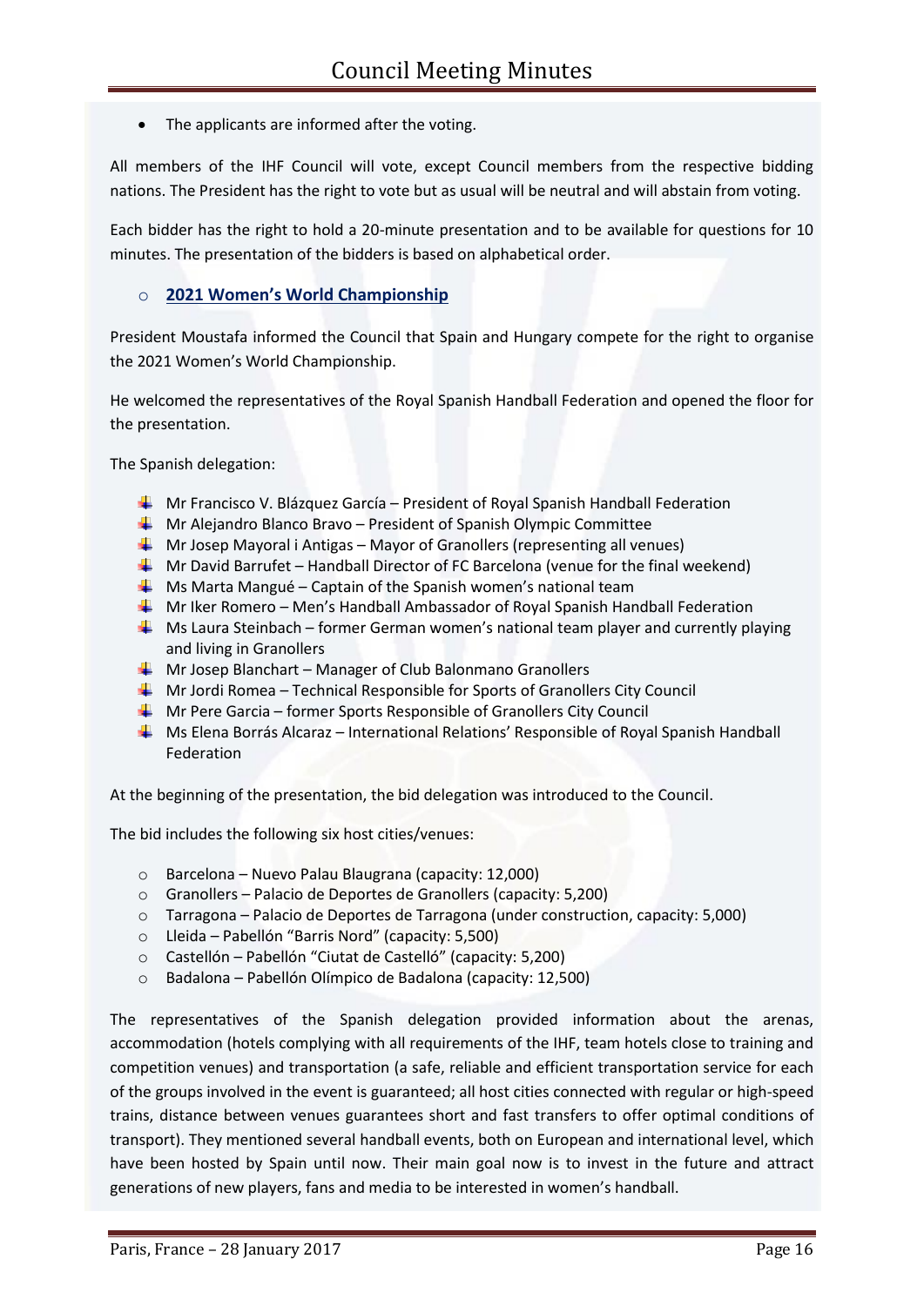- The applicants are informed after the voting.

All members of the IHF Council will vote, except Council members from the respective bidding nations. The President has the right to vote but as usual will be neutral and will abstain from voting.

Each bidder has the right to hold a 20-minute presentation and to be available for questions for 10 minutes. The presentation of the bidders is based on alphabetical order.

- **2021 Women's World Championship**

President Moustafa informed the Council that Spain and Hungary compete for the right to organise the 2021 Women's World Championship.

He welcomed the representatives of the Royal Spanish Handball Federation and opened the floor for the presentation.

The Spanish delegation:

- Mr Francisco V. Blázquez García – President of Royal Spanish Handball Federation
- Mr Alejandro Blanco Bravo – President of Spanish Olympic Committee
- Mr Josep Mayoral i Antigas – Mayor of Granollers (representing all venues)
- Mr David Barrufet – Handball Director of FC Barcelona (venue for the final weekend)
- Ms Marta Mangué – Captain of the Spanish women's national team
- Mr Iker Romero – Men's Handball Ambassador of Royal Spanish Handball Federation
- Ms Laura Steinbach – former German women's national team player and currently playing and living in Granollers
- Mr Josep Blanchart – Manager of Club Balonmano Granollers
- Mr Jordi Romea – Technical Responsible for Sports of Granollers City Council
- Mr Pere Garcia – former Sports Responsible of Granollers City Council
- Ms Elena Borrás Alcaraz – International Relations' Responsible of Royal Spanish Handball Federation

At the beginning of the presentation, the bid delegation was introduced to the Council.

The bid includes the following six host cities/venues:

- Barcelona – Nuevo Palau Blaugrana (capacity: 12,000)
- Granollers – Palacio de Deportes de Granollers (capacity: 5,200)
- Tarragona – Palacio de Deportes de Tarragona (under construction, capacity: 5,000)
- Lleida – Pabellón "Barris Nord" (capacity: 5,500)
- Castellón – Pabellón "Ciutat de Castelló" (capacity: 5,200)
- Badalona – Pabellón Olímpico de Badalona (capacity: 12,500)

The representatives of the Spanish delegation provided information about the arenas, accommodation (hotels complying with all requirements of the IHF, team hotels close to training and competition venues) and transportation (a safe, reliable and efficient transportation service for each of the groups involved in the event is guaranteed; all host cities connected with regular or high-speed trains, distance between venues guarantees short and fast transfers to offer optimal conditions of transport). They mentioned several handball events, both on European and international level, which have been hosted by Spain until now. Their main goal now is to invest in the future and attract generations of new players, fans and media to be interested in women's handball.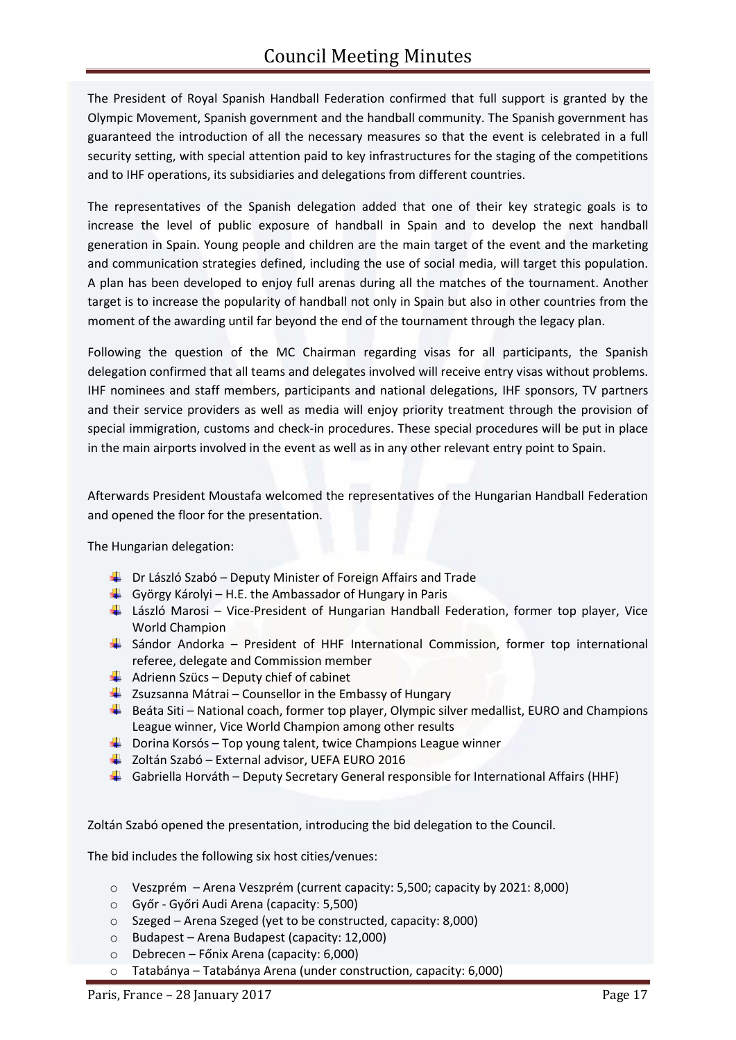The President of Royal Spanish Handball Federation confirmed that full support is granted by the Olympic Movement, Spanish government and the handball community. The Spanish government has guaranteed the introduction of all the necessary measures so that the event is celebrated in a full security setting, with special attention paid to key infrastructures for the staging of the competitions and to IHF operations, its subsidiaries and delegations from different countries.

The representatives of the Spanish delegation added that one of their key strategic goals is to increase the level of public exposure of handball in Spain and to develop the next handball generation in Spain. Young people and children are the main target of the event and the marketing and communication strategies defined, including the use of social media, will target this population. A plan has been developed to enjoy full arenas during all the matches of the tournament. Another target is to increase the popularity of handball not only in Spain but also in other countries from the moment of the awarding until far beyond the end of the tournament through the legacy plan.

Following the question of the MC Chairman regarding visas for all participants, the Spanish delegation confirmed that all teams and delegates involved will receive entry visas without problems. IHF nominees and staff members, participants and national delegations, IHF sponsors, TV partners and their service providers as well as media will enjoy priority treatment through the provision of special immigration, customs and check-in procedures. These special procedures will be put in place in the main airports involved in the event as well as in any other relevant entry point to Spain.

Afterwards President Moustafa welcomed the representatives of the Hungarian Handball Federation and opened the floor for the presentation.

The Hungarian delegation:

- Dr László Szabó – Deputy Minister of Foreign Affairs and Trade
- György Károlyi – H.E. the Ambassador of Hungary in Paris
- László Marosi – Vice-President of Hungarian Handball Federation, former top player, Vice World Champion
- Sándor Andorka – President of HHF International Commission, former top international referee, delegate and Commission member
- Adrienn Szücs – Deputy chief of cabinet
- Zsuzsanna Mátrai – Counsellor in the Embassy of Hungary
- Beáta Siti – National coach, former top player, Olympic silver medallist, EURO and Champions League winner, Vice World Champion among other results
- Dorina Korsós – Top young talent, twice Champions League winner
- Zoltán Szabó – External advisor, UEFA EURO 2016
- Gabriella Horváth – Deputy Secretary General responsible for International Affairs (HHF)

Zoltán Szabó opened the presentation, introducing the bid delegation to the Council.

The bid includes the following six host cities/venues:

- Veszprém – Arena Veszprém (current capacity: 5,500; capacity by 2021: 8,000)
- Győr - Győri Audi Arena (capacity: 5,500)
- Szeged – Arena Szeged (yet to be constructed, capacity: 8,000)
- Budapest – Arena Budapest (capacity: 12,000)
- Debrecen – Főnix Arena (capacity: 6,000)
- Tatabánya – Tatabánya Arena (under construction, capacity: 6,000)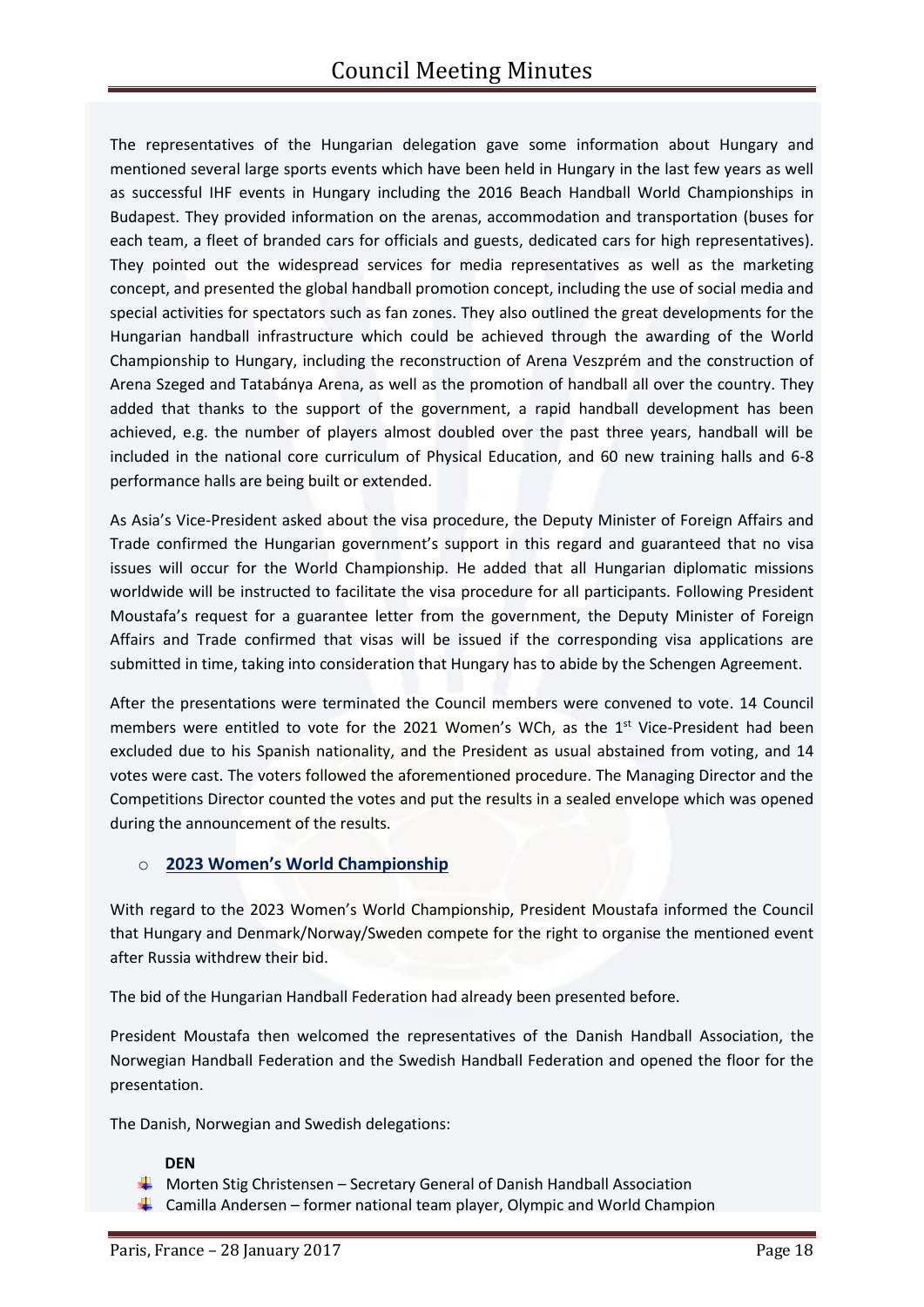The representatives of the Hungarian delegation gave some information about Hungary and mentioned several large sports events which have been held in Hungary in the last few years as well as successful IHF events in Hungary including the 2016 Beach Handball World Championships in Budapest. They provided information on the arenas, accommodation and transportation (buses for each team, a fleet of branded cars for officials and guests, dedicated cars for high representatives). They pointed out the widespread services for media representatives as well as the marketing concept, and presented the global handball promotion concept, including the use of social media and special activities for spectators such as fan zones. They also outlined the great developments for the Hungarian handball infrastructure which could be achieved through the awarding of the World Championship to Hungary, including the reconstruction of Arena Veszprém and the construction of Arena Szeged and Tatabánya Arena, as well as the promotion of handball all over the country. They added that thanks to the support of the government, a rapid handball development has been achieved, e.g. the number of players almost doubled over the past three years, handball will be included in the national core curriculum of Physical Education, and 60 new training halls and 6-8 performance halls are being built or extended.

As Asia's Vice-President asked about the visa procedure, the Deputy Minister of Foreign Affairs and Trade confirmed the Hungarian government's support in this regard and guaranteed that no visa issues will occur for the World Championship. He added that all Hungarian diplomatic missions worldwide will be instructed to facilitate the visa procedure for all participants. Following President Moustafa's request for a guarantee letter from the government, the Deputy Minister of Foreign Affairs and Trade confirmed that visas will be issued if the corresponding visa applications are submitted in time, taking into consideration that Hungary has to abide by the Schengen Agreement.

After the presentations were terminated the Council members were convened to vote. 14 Council members were entitled to vote for the 2021 Women's WCh, as the 1st Vice-President had been excluded due to his Spanish nationality, and the President as usual abstained from voting, and 14 votes were cast. The voters followed the aforementioned procedure. The Managing Director and the Competitions Director counted the votes and put the results in a sealed envelope which was opened during the announcement of the results.

- **2023 Women's World Championship**

With regard to the 2023 Women's World Championship, President Moustafa informed the Council that Hungary and Denmark/Norway/Sweden compete for the right to organise the mentioned event after Russia withdrew their bid.

The bid of the Hungarian Handball Federation had already been presented before.

President Moustafa then welcomed the representatives of the Danish Handball Association, the Norwegian Handball Federation and the Swedish Handball Federation and opened the floor for the presentation.

The Danish, Norwegian and Swedish delegations:

**DEN**

- Morten Stig Christensen – Secretary General of Danish Handball Association
- Camilla Andersen – former national team player, Olympic and World Champion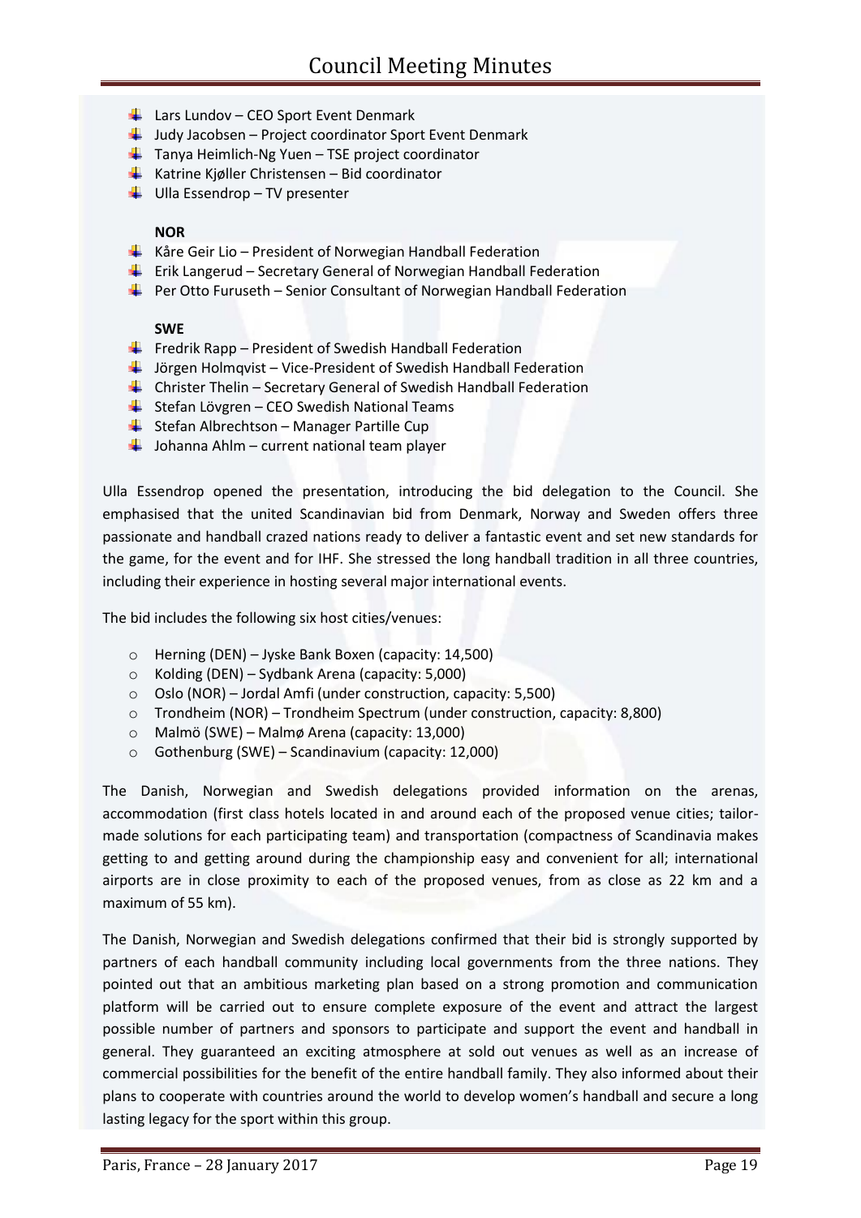- Lars Lundov – CEO Sport Event Denmark
- Judy Jacobsen – Project coordinator Sport Event Denmark
- Tanya Heimlich-Ng Yuen – TSE project coordinator
- Katrine Kjøller Christensen – Bid coordinator
- Ulla Essendrop – TV presenter

**NOR**

- Kåre Geir Lio – President of Norwegian Handball Federation
- Erik Langerud – Secretary General of Norwegian Handball Federation
- Per Otto Furuseth – Senior Consultant of Norwegian Handball Federation

**SWE**

- Fredrik Rapp – President of Swedish Handball Federation
- Jörgen Holmqvist – Vice-President of Swedish Handball Federation
- Christer Thelin – Secretary General of Swedish Handball Federation
- Stefan Lövgren – CEO Swedish National Teams
- Stefan Albrechtson – Manager Partille Cup
- Johanna Ahlm – current national team player

Ulla Essendrop opened the presentation, introducing the bid delegation to the Council. She emphasised that the united Scandinavian bid from Denmark, Norway and Sweden offers three passionate and handball crazed nations ready to deliver a fantastic event and set new standards for the game, for the event and for IHF. She stressed the long handball tradition in all three countries, including their experience in hosting several major international events.

The bid includes the following six host cities/venues:

- Herning (DEN) – Jyske Bank Boxen (capacity: 14,500)
- Kolding (DEN) – Sydbank Arena (capacity: 5,000)
- Oslo (NOR) – Jordal Amfi (under construction, capacity: 5,500)
- Trondheim (NOR) – Trondheim Spectrum (under construction, capacity: 8,800)
- Malmö (SWE) – Malmø Arena (capacity: 13,000)
- Gothenburg (SWE) – Scandinavium (capacity: 12,000)

The Danish, Norwegian and Swedish delegations provided information on the arenas, accommodation (first class hotels located in and around each of the proposed venue cities; tailor-made solutions for each participating team) and transportation (compactness of Scandinavia makes getting to and getting around during the championship easy and convenient for all; international airports are in close proximity to each of the proposed venues, from as close as 22 km and a maximum of 55 km).

The Danish, Norwegian and Swedish delegations confirmed that their bid is strongly supported by partners of each handball community including local governments from the three nations. They pointed out that an ambitious marketing plan based on a strong promotion and communication platform will be carried out to ensure complete exposure of the event and attract the largest possible number of partners and sponsors to participate and support the event and handball in general. They guaranteed an exciting atmosphere at sold out venues as well as an increase of commercial possibilities for the benefit of the entire handball family. They also informed about their plans to cooperate with countries around the world to develop women's handball and secure a long lasting legacy for the sport within this group.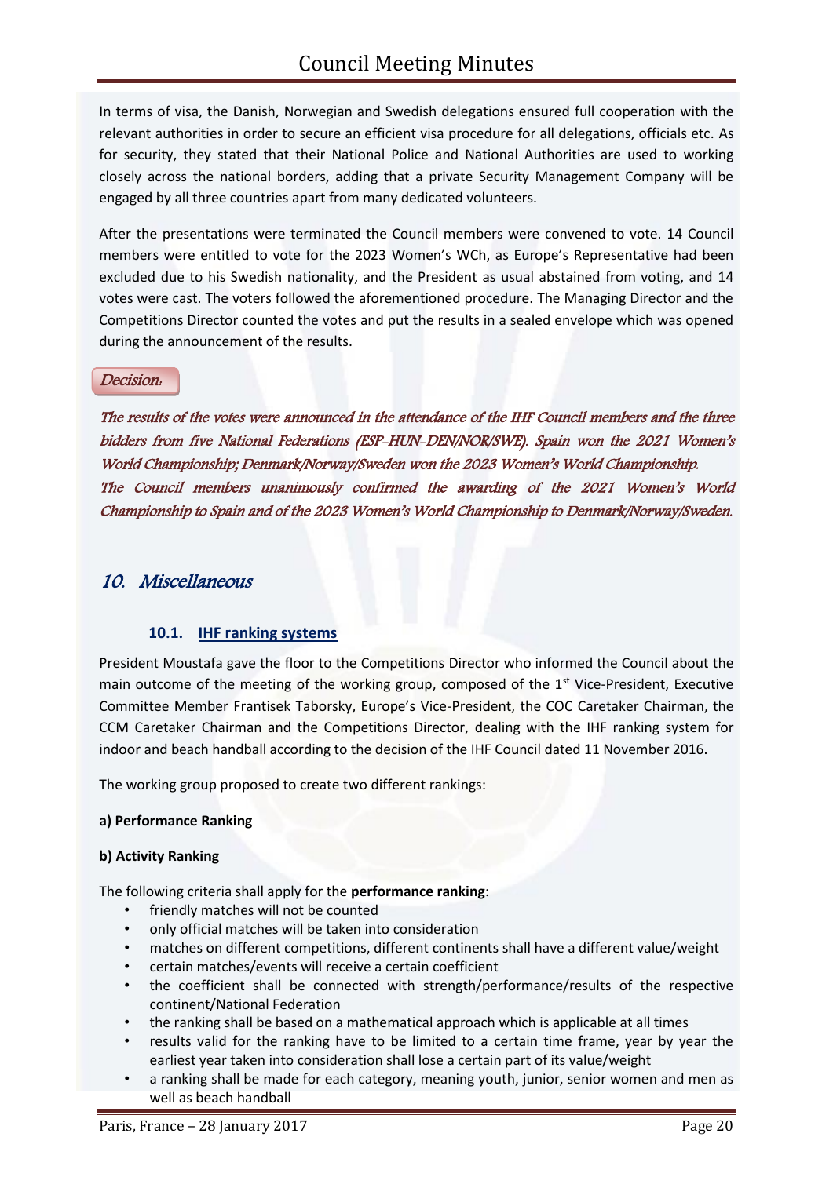In terms of visa, the Danish, Norwegian and Swedish delegations ensured full cooperation with the relevant authorities in order to secure an efficient visa procedure for all delegations, officials etc. As for security, they stated that their National Police and National Authorities are used to working closely across the national borders, adding that a private Security Management Company will be engaged by all three countries apart from many dedicated volunteers.

After the presentations were terminated the Council members were convened to vote. 14 Council members were entitled to vote for the 2023 Women's WCh, as Europe's Representative had been excluded due to his Swedish nationality, and the President as usual abstained from voting, and 14 votes were cast. The voters followed the aforementioned procedure. The Managing Director and the Competitions Director counted the votes and put the results in a sealed envelope which was opened during the announcement of the results.

*Decision:*

*The results of the votes were announced in the attendance of the IHF Council members and the three bidders from five National Federations (ESP-HUN-DEN/NOR/SWE). Spain won the 2021 Women's World Championship; Denmark/Norway/Sweden won the 2023 Women's World Championship.*
*The Council members unanimously confirmed the awarding of the 2021 Women's World Championship to Spain and of the 2023 Women's World Championship to Denmark/Norway/Sweden.*

## 10. Miscellaneous

### 10.1. IHF ranking systems

President Moustafa gave the floor to the Competitions Director who informed the Council about the main outcome of the meeting of the working group, composed of the 1st Vice-President, Executive Committee Member Frantisek Taborsky, Europe's Vice-President, the COC Caretaker Chairman, the CCM Caretaker Chairman and the Competitions Director, dealing with the IHF ranking system for indoor and beach handball according to the decision of the IHF Council dated 11 November 2016.

The working group proposed to create two different rankings:

**a) Performance Ranking**

**b) Activity Ranking**

The following criteria shall apply for the **performance ranking**:

- friendly matches will not be counted
- only official matches will be taken into consideration
- matches on different competitions, different continents shall have a different value/weight
- certain matches/events will receive a certain coefficient
- the coefficient shall be connected with strength/performance/results of the respective continent/National Federation
- the ranking shall be based on a mathematical approach which is applicable at all times
- results valid for the ranking have to be limited to a certain time frame, year by year the earliest year taken into consideration shall lose a certain part of its value/weight
- a ranking shall be made for each category, meaning youth, junior, senior women and men as well as beach handball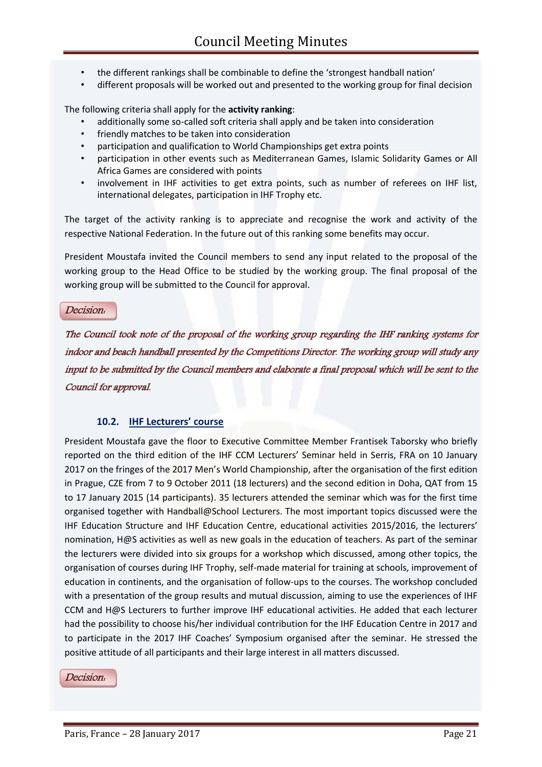- the different rankings shall be combinable to define the 'strongest handball nation'
- different proposals will be worked out and presented to the working group for final decision

The following criteria shall apply for the **activity ranking**:

- additionally some so-called soft criteria shall apply and be taken into consideration
- friendly matches to be taken into consideration
- participation and qualification to World Championships get extra points
- participation in other events such as Mediterranean Games, Islamic Solidarity Games or All Africa Games are considered with points
- involvement in IHF activities to get extra points, such as number of referees on IHF list, international delegates, participation in IHF Trophy etc.

The target of the activity ranking is to appreciate and recognise the work and activity of the respective National Federation. In the future out of this ranking some benefits may occur.

President Moustafa invited the Council members to send any input related to the proposal of the working group to the Head Office to be studied by the working group. The final proposal of the working group will be submitted to the Council for approval.

*Decision:*

*The Council took note of the proposal of the working group regarding the IHF ranking systems for indoor and beach handball presented by the Competitions Director. The working group will study any input to be submitted by the Council members and elaborate a final proposal which will be sent to the Council for approval.*

### 10.2. IHF Lecturers' course

President Moustafa gave the floor to Executive Committee Member Frantisek Taborsky who briefly reported on the third edition of the IHF CCM Lecturers' Seminar held in Serris, FRA on 10 January 2017 on the fringes of the 2017 Men's World Championship, after the organisation of the first edition in Prague, CZE from 7 to 9 October 2011 (18 lecturers) and the second edition in Doha, QAT from 15 to 17 January 2015 (14 participants). 35 lecturers attended the seminar which was for the first time organised together with Handball@School Lecturers. The most important topics discussed were the IHF Education Structure and IHF Education Centre, educational activities 2015/2016, the lecturers' nomination, H@S activities as well as new goals in the education of teachers. As part of the seminar the lecturers were divided into six groups for a workshop which discussed, among other topics, the organisation of courses during IHF Trophy, self-made material for training at schools, improvement of education in continents, and the organisation of follow-ups to the courses. The workshop concluded with a presentation of the group results and mutual discussion, aiming to use the experiences of IHF CCM and H@S Lecturers to further improve IHF educational activities. He added that each lecturer had the possibility to choose his/her individual contribution for the IHF Education Centre in 2017 and to participate in the 2017 IHF Coaches' Symposium organised after the seminar. He stressed the positive attitude of all participants and their large interest in all matters discussed.

*Decision:*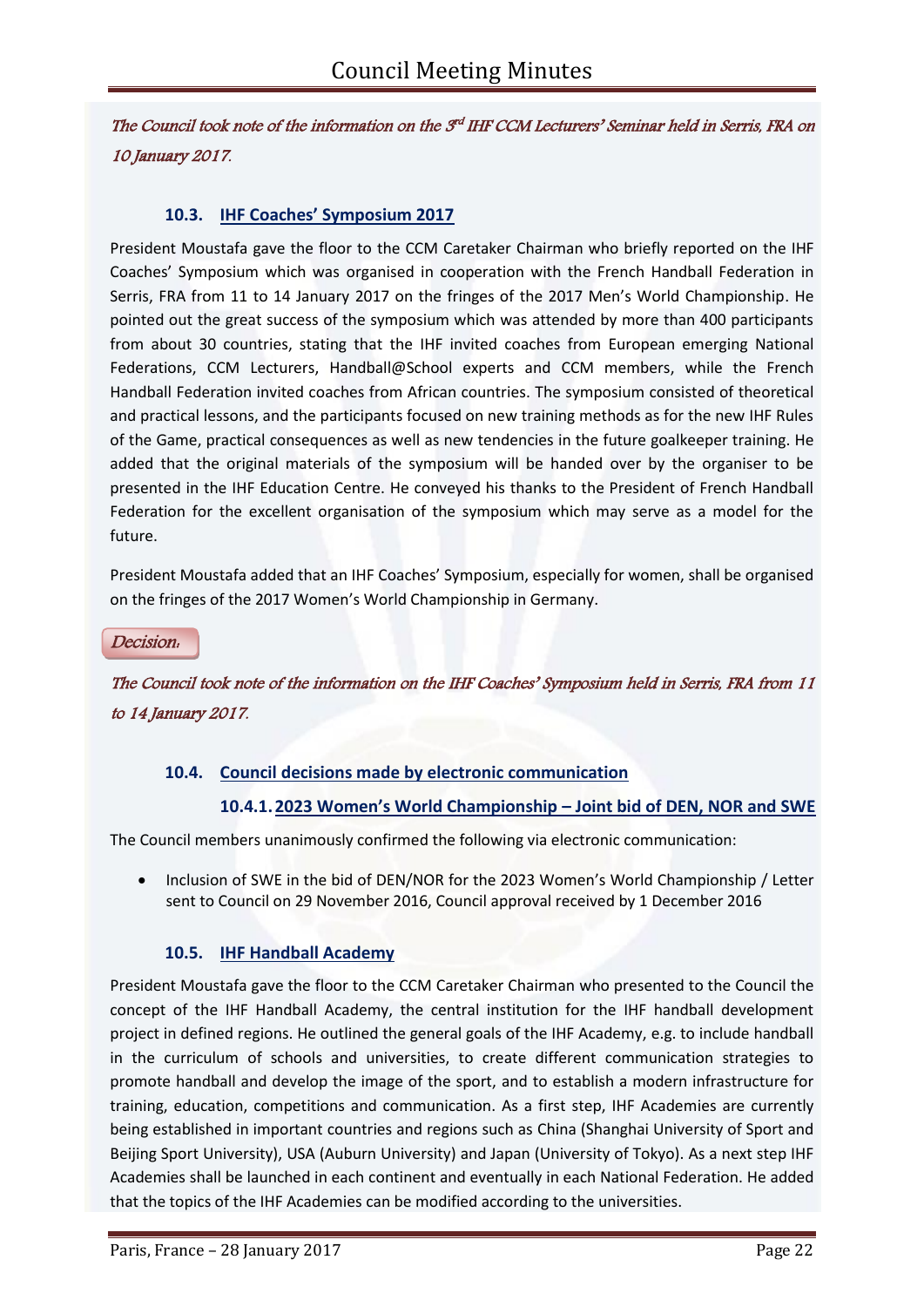*The Council took note of the information on the 3rd IHF CCM Lecturers' Seminar held in Serris, FRA on 10 January 2017.*

### 10.3. IHF Coaches' Symposium 2017

President Moustafa gave the floor to the CCM Caretaker Chairman who briefly reported on the IHF Coaches' Symposium which was organised in cooperation with the French Handball Federation in Serris, FRA from 11 to 14 January 2017 on the fringes of the 2017 Men's World Championship. He pointed out the great success of the symposium which was attended by more than 400 participants from about 30 countries, stating that the IHF invited coaches from European emerging National Federations, CCM Lecturers, Handball@School experts and CCM members, while the French Handball Federation invited coaches from African countries. The symposium consisted of theoretical and practical lessons, and the participants focused on new training methods as for the new IHF Rules of the Game, practical consequences as well as new tendencies in the future goalkeeper training. He added that the original materials of the symposium will be handed over by the organiser to be presented in the IHF Education Centre. He conveyed his thanks to the President of French Handball Federation for the excellent organisation of the symposium which may serve as a model for the future.

President Moustafa added that an IHF Coaches' Symposium, especially for women, shall be organised on the fringes of the 2017 Women's World Championship in Germany.

*Decision:*

*The Council took note of the information on the IHF Coaches' Symposium held in Serris, FRA from 11 to 14 January 2017.*

### 10.4. Council decisions made by electronic communication

#### 10.4.1. 2023 Women's World Championship – Joint bid of DEN, NOR and SWE

The Council members unanimously confirmed the following via electronic communication:

- Inclusion of SWE in the bid of DEN/NOR for the 2023 Women's World Championship / Letter sent to Council on 29 November 2016, Council approval received by 1 December 2016

### 10.5. IHF Handball Academy

President Moustafa gave the floor to the CCM Caretaker Chairman who presented to the Council the concept of the IHF Handball Academy, the central institution for the IHF handball development project in defined regions. He outlined the general goals of the IHF Academy, e.g. to include handball in the curriculum of schools and universities, to create different communication strategies to promote handball and develop the image of the sport, and to establish a modern infrastructure for training, education, competitions and communication. As a first step, IHF Academies are currently being established in important countries and regions such as China (Shanghai University of Sport and Beijing Sport University), USA (Auburn University) and Japan (University of Tokyo). As a next step IHF Academies shall be launched in each continent and eventually in each National Federation. He added that the topics of the IHF Academies can be modified according to the universities.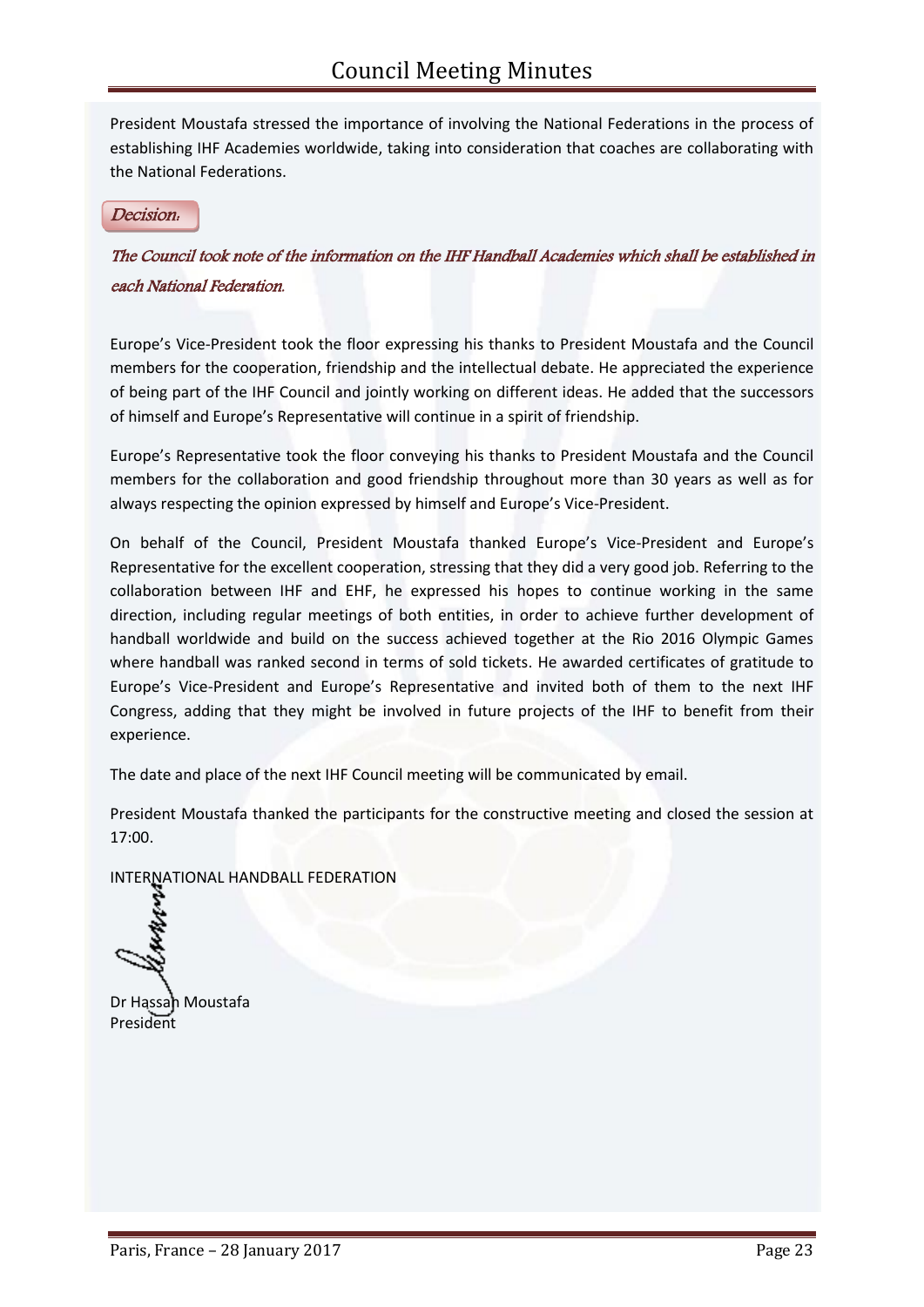President Moustafa stressed the importance of involving the National Federations in the process of establishing IHF Academies worldwide, taking into consideration that coaches are collaborating with the National Federations.

*Decision:*

*The Council took note of the information on the IHF Handball Academies which shall be established in each National Federation.*

Europe's Vice-President took the floor expressing his thanks to President Moustafa and the Council members for the cooperation, friendship and the intellectual debate. He appreciated the experience of being part of the IHF Council and jointly working on different ideas. He added that the successors of himself and Europe's Representative will continue in a spirit of friendship.

Europe's Representative took the floor conveying his thanks to President Moustafa and the Council members for the collaboration and good friendship throughout more than 30 years as well as for always respecting the opinion expressed by himself and Europe's Vice-President.

On behalf of the Council, President Moustafa thanked Europe's Vice-President and Europe's Representative for the excellent cooperation, stressing that they did a very good job. Referring to the collaboration between IHF and EHF, he expressed his hopes to continue working in the same direction, including regular meetings of both entities, in order to achieve further development of handball worldwide and build on the success achieved together at the Rio 2016 Olympic Games where handball was ranked second in terms of sold tickets. He awarded certificates of gratitude to Europe's Vice-President and Europe's Representative and invited both of them to the next IHF Congress, adding that they might be involved in future projects of the IHF to benefit from their experience.

The date and place of the next IHF Council meeting will be communicated by email.

President Moustafa thanked the participants for the constructive meeting and closed the session at 17:00.

INTERNATIONAL HANDBALL FEDERATION

Dr Hassan Moustafa
President